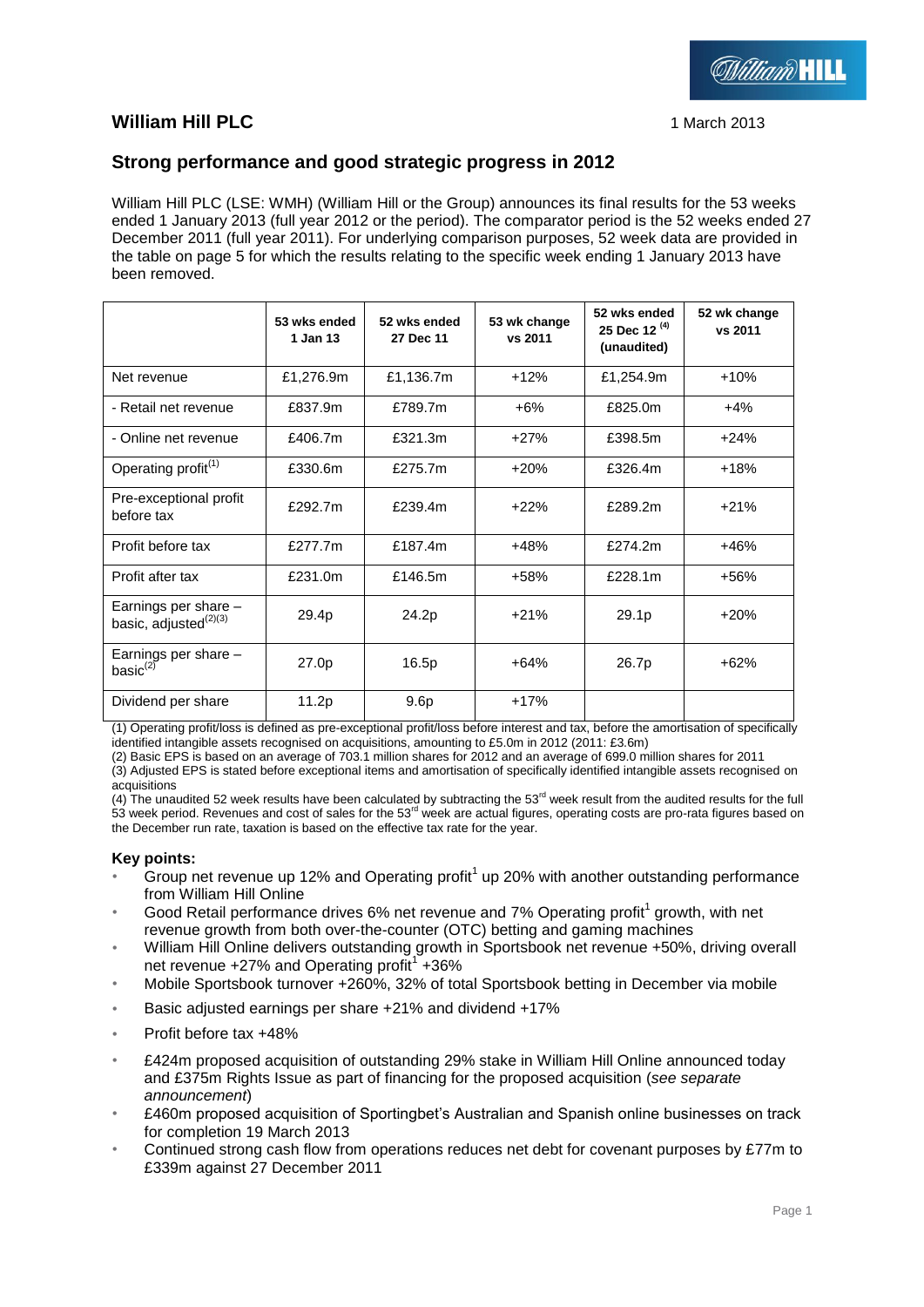**William Hill PLC** 1 March 2013

## Strong performance and good strategic progress in 2012

William Hill PLC (LSE: WMH) (William Hill or the Group) announces its final results for the 53 weeks ended 1 January 2013 (full year 2012 or the period). The comparator period is the 52 weeks ended 27 December 2011 (full year 2011). For underlying comparison purposes, 52 week data are provided in the table on page 5 for which the results relating to the specific week ending 1 January 2013 have been removed.

| | 53 wks ended 1 Jan 13 | 52 wks ended 27 Dec 11 | 53 wk change vs 2011 | 52 wks ended 25 Dec 12 [(4)] (unaudited) | 52 wk change vs 2011 |
|---|---|---|---|---|---|
| Net revenue | £1,276.9m | £1,136.7m | +12% | £1,254.9m | +10% |
| - Retail net revenue | £837.9m | £789.7m | +6% | £825.0m | +4% |
| - Online net revenue | £406.7m | £321.3m | +27% | £398.5m | +24% |
| Operating profit[(1)] | £330.6m | £275.7m | +20% | £326.4m | +18% |
| Pre-exceptional profit before tax | £292.7m | £239.4m | +22% | £289.2m | +21% |
| Profit before tax | £277.7m | £187.4m | +48% | £274.2m | +46% |
| Profit after tax | £231.0m | £146.5m | +58% | £228.1m | +56% |
| Earnings per share – basic, adjusted[(2)(3)] | 29.4p | 24.2p | +21% | 29.1p | +20% |
| Earnings per share – basic[(2)] | 27.0p | 16.5p | +64% | 26.7p | +62% |
| Dividend per share | 11.2p | 9.6p | +17% | | |

(1) Operating profit/loss is defined as pre-exceptional profit/loss before interest and tax, before the amortisation of specifically identified intangible assets recognised on acquisitions, amounting to £5.0m in 2012 (2011: £3.6m)

(2) Basic EPS is based on an average of 703.1 million shares for 2012 and an average of 699.0 million shares for 2011

(3) Adjusted EPS is stated before exceptional items and amortisation of specifically identified intangible assets recognised on acquisitions

(4) The unaudited 52 week results have been calculated by subtracting the 53rd week result from the audited results for the full 53 week period. Revenues and cost of sales for the 53rd week are actual figures, operating costs are pro-rata figures based on the December run rate, taxation is based on the effective tax rate for the year.

### Key points:

- Group net revenue up 12% and Operating profit[1] up 20% with another outstanding performance from William Hill Online
- Good Retail performance drives 6% net revenue and 7% Operating profit[1] growth, with net revenue growth from both over-the-counter (OTC) betting and gaming machines
- William Hill Online delivers outstanding growth in Sportsbook net revenue +50%, driving overall net revenue +27% and Operating profit[1] +36%
- Mobile Sportsbook turnover +260%, 32% of total Sportsbook betting in December via mobile
- Basic adjusted earnings per share +21% and dividend +17%
- Profit before tax +48%
- £424m proposed acquisition of outstanding 29% stake in William Hill Online announced today and £375m Rights Issue as part of financing for the proposed acquisition (*see separate announcement*)
- £460m proposed acquisition of Sportingbet's Australian and Spanish online businesses on track for completion 19 March 2013
- Continued strong cash flow from operations reduces net debt for covenant purposes by £77m to £339m against 27 December 2011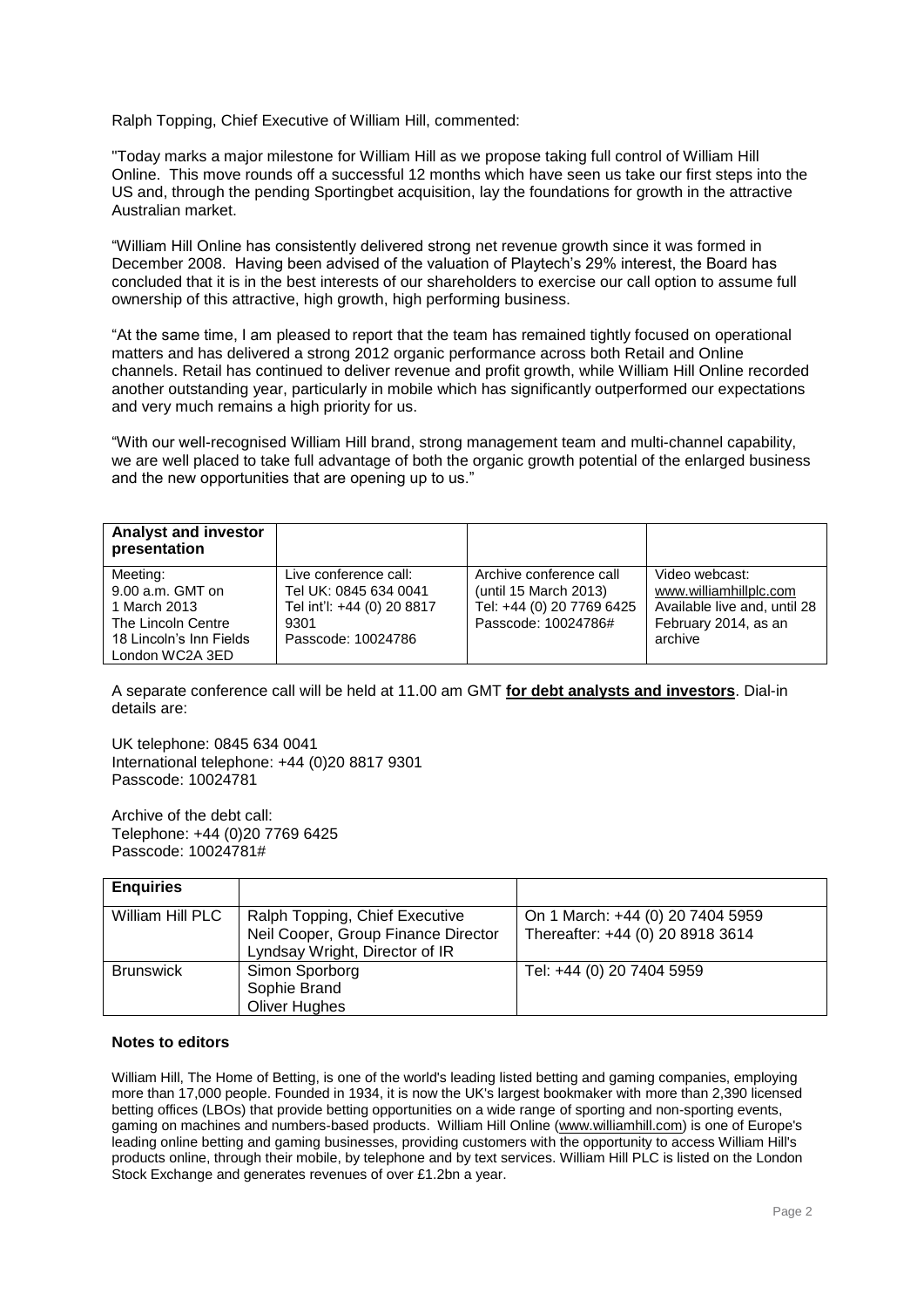Ralph Topping, Chief Executive of William Hill, commented:

"Today marks a major milestone for William Hill as we propose taking full control of William Hill Online. This move rounds off a successful 12 months which have seen us take our first steps into the US and, through the pending Sportingbet acquisition, lay the foundations for growth in the attractive Australian market.

"William Hill Online has consistently delivered strong net revenue growth since it was formed in December 2008. Having been advised of the valuation of Playtech's 29% interest, the Board has concluded that it is in the best interests of our shareholders to exercise our call option to assume full ownership of this attractive, high growth, high performing business.

"At the same time, I am pleased to report that the team has remained tightly focused on operational matters and has delivered a strong 2012 organic performance across both Retail and Online channels. Retail has continued to deliver revenue and profit growth, while William Hill Online recorded another outstanding year, particularly in mobile which has significantly outperformed our expectations and very much remains a high priority for us.

"With our well-recognised William Hill brand, strong management team and multi-channel capability, we are well placed to take full advantage of both the organic growth potential of the enlarged business and the new opportunities that are opening up to us."

| **Analyst and investor presentation** | | | |
|---|---|---|---|
| Meeting:<br>9.00 a.m. GMT on<br>1 March 2013<br>The Lincoln Centre<br>18 Lincoln's Inn Fields<br>London WC2A 3ED | Live conference call:<br>Tel UK: 0845 634 0041<br>Tel int'l: +44 (0) 20 8817 9301<br>Passcode: 10024786 | Archive conference call<br>(until 15 March 2013)<br>Tel: +44 (0) 20 7769 6425<br>Passcode: 10024786# | Video webcast:<br>www.williamhillplc.com<br>Available live and, until 28 February 2014, as an archive |

A separate conference call will be held at 11.00 am GMT **for debt analysts and investors**. Dial-in details are:

UK telephone: 0845 634 0041
International telephone: +44 (0)20 8817 9301
Passcode: 10024781

Archive of the debt call:
Telephone: +44 (0)20 7769 6425
Passcode: 10024781#

| **Enquiries** | | |
|---|---|---|
| William Hill PLC | Ralph Topping, Chief Executive<br>Neil Cooper, Group Finance Director<br>Lyndsay Wright, Director of IR | On 1 March: +44 (0) 20 7404 5959<br>Thereafter: +44 (0) 20 8918 3614 |
| Brunswick | Simon Sporborg<br>Sophie Brand<br>Oliver Hughes | Tel: +44 (0) 20 7404 5959 |

**Notes to editors**

William Hill, The Home of Betting, is one of the world's leading listed betting and gaming companies, employing more than 17,000 people. Founded in 1934, it is now the UK's largest bookmaker with more than 2,390 licensed betting offices (LBOs) that provide betting opportunities on a wide range of sporting and non-sporting events, gaming on machines and numbers-based products. William Hill Online (www.williamhill.com) is one of Europe's leading online betting and gaming businesses, providing customers with the opportunity to access William Hill's products online, through their mobile, by telephone and by text services. William Hill PLC is listed on the London Stock Exchange and generates revenues of over £1.2bn a year.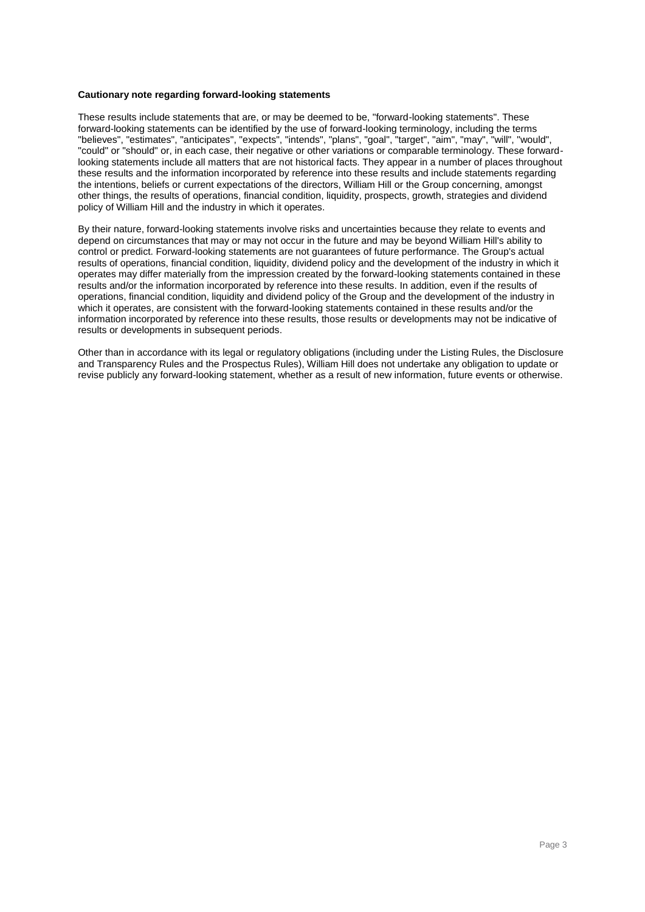**Cautionary note regarding forward-looking statements**

These results include statements that are, or may be deemed to be, "forward-looking statements". These forward-looking statements can be identified by the use of forward-looking terminology, including the terms "believes", "estimates", "anticipates", "expects", "intends", "plans", "goal", "target", "aim", "may", "will", "would", "could" or "should" or, in each case, their negative or other variations or comparable terminology. These forward-looking statements include all matters that are not historical facts. They appear in a number of places throughout these results and the information incorporated by reference into these results and include statements regarding the intentions, beliefs or current expectations of the directors, William Hill or the Group concerning, amongst other things, the results of operations, financial condition, liquidity, prospects, growth, strategies and dividend policy of William Hill and the industry in which it operates.

By their nature, forward-looking statements involve risks and uncertainties because they relate to events and depend on circumstances that may or may not occur in the future and may be beyond William Hill's ability to control or predict. Forward-looking statements are not guarantees of future performance. The Group's actual results of operations, financial condition, liquidity, dividend policy and the development of the industry in which it operates may differ materially from the impression created by the forward-looking statements contained in these results and/or the information incorporated by reference into these results. In addition, even if the results of operations, financial condition, liquidity and dividend policy of the Group and the development of the industry in which it operates, are consistent with the forward-looking statements contained in these results and/or the information incorporated by reference into these results, those results or developments may not be indicative of results or developments in subsequent periods.

Other than in accordance with its legal or regulatory obligations (including under the Listing Rules, the Disclosure and Transparency Rules and the Prospectus Rules), William Hill does not undertake any obligation to update or revise publicly any forward-looking statement, whether as a result of new information, future events or otherwise.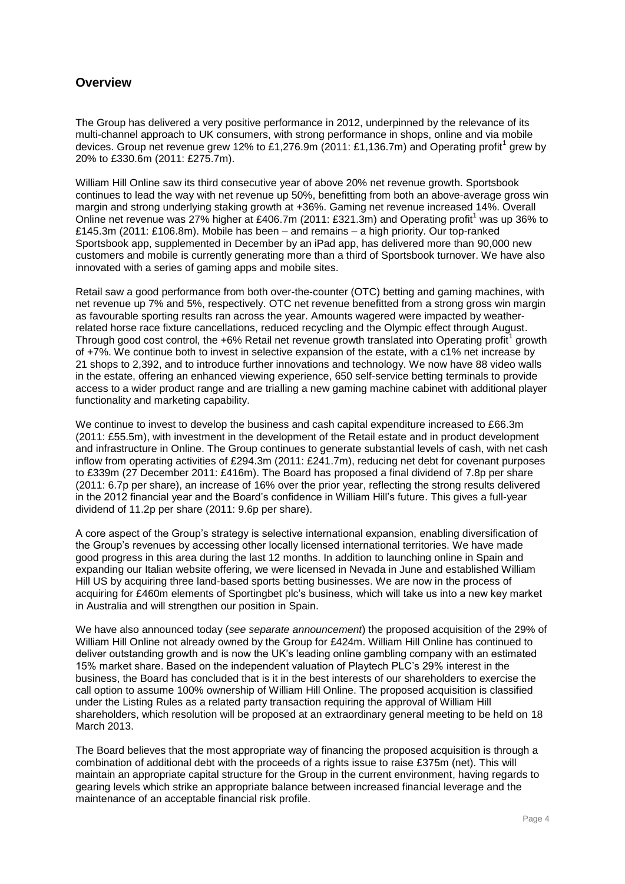## Overview

The Group has delivered a very positive performance in 2012, underpinned by the relevance of its multi-channel approach to UK consumers, with strong performance in shops, online and via mobile devices. Group net revenue grew 12% to £1,276.9m (2011: £1,136.7m) and Operating profit[1] grew by 20% to £330.6m (2011: £275.7m).

William Hill Online saw its third consecutive year of above 20% net revenue growth. Sportsbook continues to lead the way with net revenue up 50%, benefitting from both an above-average gross win margin and strong underlying staking growth at +36%. Gaming net revenue increased 14%. Overall Online net revenue was 27% higher at £406.7m (2011: £321.3m) and Operating profit[1] was up 36% to £145.3m (2011: £106.8m). Mobile has been – and remains – a high priority. Our top-ranked Sportsbook app, supplemented in December by an iPad app, has delivered more than 90,000 new customers and mobile is currently generating more than a third of Sportsbook turnover. We have also innovated with a series of gaming apps and mobile sites.

Retail saw a good performance from both over-the-counter (OTC) betting and gaming machines, with net revenue up 7% and 5%, respectively. OTC net revenue benefitted from a strong gross win margin as favourable sporting results ran across the year. Amounts wagered were impacted by weather-related horse race fixture cancellations, reduced recycling and the Olympic effect through August. Through good cost control, the +6% Retail net revenue growth translated into Operating profit[1] growth of +7%. We continue both to invest in selective expansion of the estate, with a c1% net increase by 21 shops to 2,392, and to introduce further innovations and technology. We now have 88 video walls in the estate, offering an enhanced viewing experience, 650 self-service betting terminals to provide access to a wider product range and are trialling a new gaming machine cabinet with additional player functionality and marketing capability.

We continue to invest to develop the business and cash capital expenditure increased to £66.3m (2011: £55.5m), with investment in the development of the Retail estate and in product development and infrastructure in Online. The Group continues to generate substantial levels of cash, with net cash inflow from operating activities of £294.3m (2011: £241.7m), reducing net debt for covenant purposes to £339m (27 December 2011: £416m). The Board has proposed a final dividend of 7.8p per share (2011: 6.7p per share), an increase of 16% over the prior year, reflecting the strong results delivered in the 2012 financial year and the Board's confidence in William Hill's future. This gives a full-year dividend of 11.2p per share (2011: 9.6p per share).

A core aspect of the Group's strategy is selective international expansion, enabling diversification of the Group's revenues by accessing other locally licensed international territories. We have made good progress in this area during the last 12 months. In addition to launching online in Spain and expanding our Italian website offering, we were licensed in Nevada in June and established William Hill US by acquiring three land-based sports betting businesses. We are now in the process of acquiring for £460m elements of Sportingbet plc's business, which will take us into a new key market in Australia and will strengthen our position in Spain.

We have also announced today (*see separate announcement*) the proposed acquisition of the 29% of William Hill Online not already owned by the Group for £424m. William Hill Online has continued to deliver outstanding growth and is now the UK's leading online gambling company with an estimated 15% market share. Based on the independent valuation of Playtech PLC's 29% interest in the business, the Board has concluded that is it in the best interests of our shareholders to exercise the call option to assume 100% ownership of William Hill Online. The proposed acquisition is classified under the Listing Rules as a related party transaction requiring the approval of William Hill shareholders, which resolution will be proposed at an extraordinary general meeting to be held on 18 March 2013.

The Board believes that the most appropriate way of financing the proposed acquisition is through a combination of additional debt with the proceeds of a rights issue to raise £375m (net). This will maintain an appropriate capital structure for the Group in the current environment, having regards to gearing levels which strike an appropriate balance between increased financial leverage and the maintenance of an acceptable financial risk profile.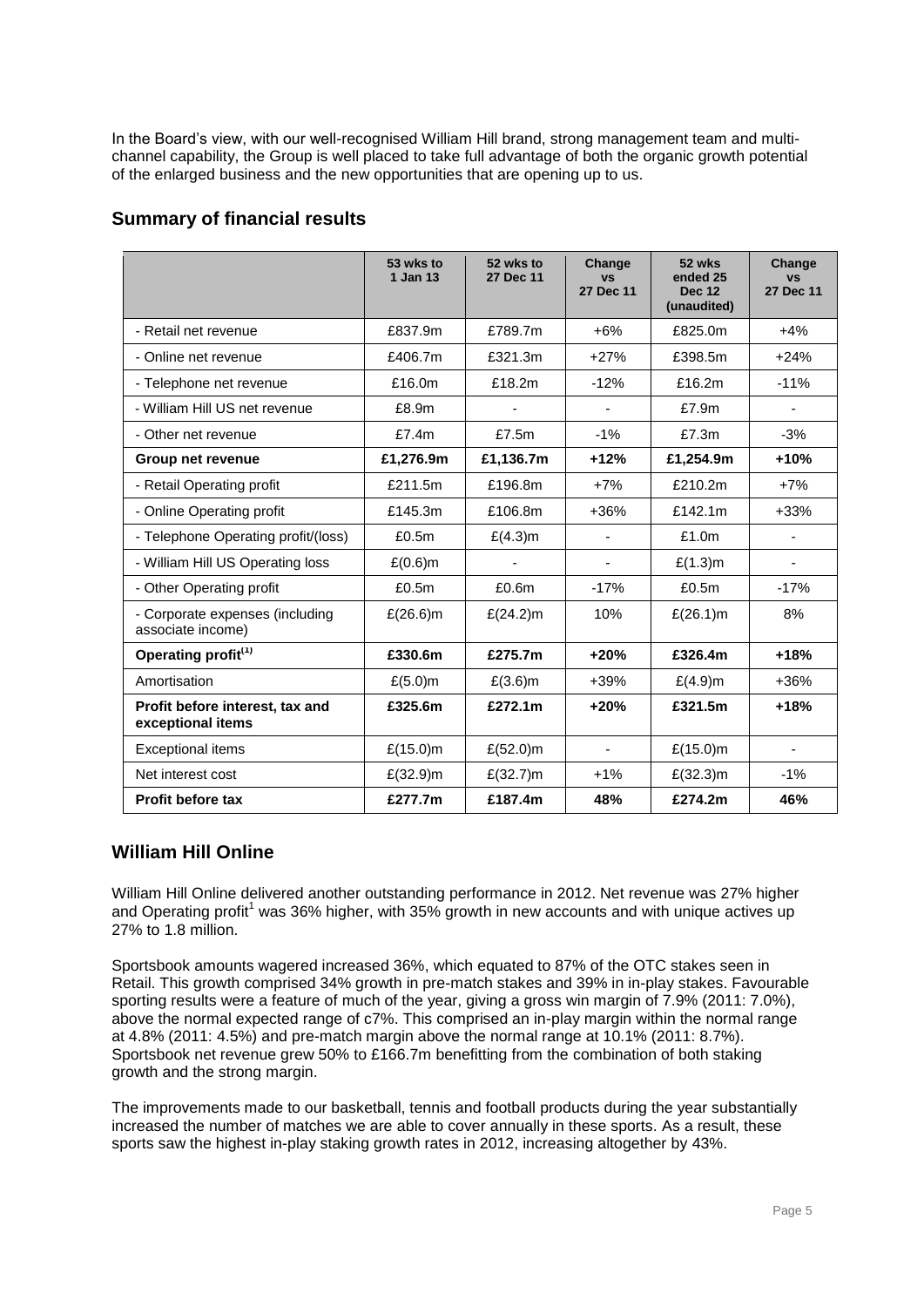In the Board's view, with our well-recognised William Hill brand, strong management team and multi-channel capability, the Group is well placed to take full advantage of both the organic growth potential of the enlarged business and the new opportunities that are opening up to us.

## Summary of financial results

| | 53 wks to 1 Jan 13 | 52 wks to 27 Dec 11 | Change vs 27 Dec 11 | 52 wks ended 25 Dec 12 (unaudited) | Change vs 27 Dec 11 |
|---|---|---|---|---|---|
| - Retail net revenue | £837.9m | £789.7m | +6% | £825.0m | +4% |
| - Online net revenue | £406.7m | £321.3m | +27% | £398.5m | +24% |
| - Telephone net revenue | £16.0m | £18.2m | -12% | £16.2m | -11% |
| - William Hill US net revenue | £8.9m | - | - | £7.9m | - |
| - Other net revenue | £7.4m | £7.5m | -1% | £7.3m | -3% |
| **Group net revenue** | **£1,276.9m** | **£1,136.7m** | **+12%** | **£1,254.9m** | **+10%** |
| - Retail Operating profit | £211.5m | £196.8m | +7% | £210.2m | +7% |
| - Online Operating profit | £145.3m | £106.8m | +36% | £142.1m | +33% |
| - Telephone Operating profit/(loss) | £0.5m | £(4.3)m | - | £1.0m | - |
| - William Hill US Operating loss | £(0.6)m | - | - | £(1.3)m | - |
| - Other Operating profit | £0.5m | £0.6m | -17% | £0.5m | -17% |
| - Corporate expenses (including associate income) | £(26.6)m | £(24.2)m | 10% | £(26.1)m | 8% |
| **Operating profit[(1)]** | **£330.6m** | **£275.7m** | **+20%** | **£326.4m** | **+18%** |
| Amortisation | £(5.0)m | £(3.6)m | +39% | £(4.9)m | +36% |
| **Profit before interest, tax and exceptional items** | **£325.6m** | **£272.1m** | **+20%** | **£321.5m** | **+18%** |
| Exceptional items | £(15.0)m | £(52.0)m | - | £(15.0)m | - |
| Net interest cost | £(32.9)m | £(32.7)m | +1% | £(32.3)m | -1% |
| **Profit before tax** | **£277.7m** | **£187.4m** | **48%** | **£274.2m** | **46%** |

## William Hill Online

William Hill Online delivered another outstanding performance in 2012. Net revenue was 27% higher and Operating profit[1] was 36% higher, with 35% growth in new accounts and with unique actives up 27% to 1.8 million.

Sportsbook amounts wagered increased 36%, which equated to 87% of the OTC stakes seen in Retail. This growth comprised 34% growth in pre-match stakes and 39% in in-play stakes. Favourable sporting results were a feature of much of the year, giving a gross win margin of 7.9% (2011: 7.0%), above the normal expected range of c7%. This comprised an in-play margin within the normal range at 4.8% (2011: 4.5%) and pre-match margin above the normal range at 10.1% (2011: 8.7%). Sportsbook net revenue grew 50% to £166.7m benefitting from the combination of both staking growth and the strong margin.

The improvements made to our basketball, tennis and football products during the year substantially increased the number of matches we are able to cover annually in these sports. As a result, these sports saw the highest in-play staking growth rates in 2012, increasing altogether by 43%.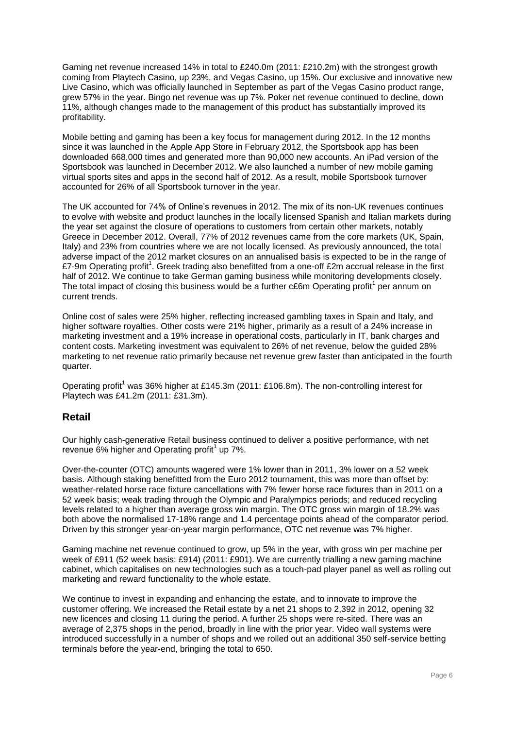Gaming net revenue increased 14% in total to £240.0m (2011: £210.2m) with the strongest growth coming from Playtech Casino, up 23%, and Vegas Casino, up 15%. Our exclusive and innovative new Live Casino, which was officially launched in September as part of the Vegas Casino product range, grew 57% in the year. Bingo net revenue was up 7%. Poker net revenue continued to decline, down 11%, although changes made to the management of this product has substantially improved its profitability.

Mobile betting and gaming has been a key focus for management during 2012. In the 12 months since it was launched in the Apple App Store in February 2012, the Sportsbook app has been downloaded 668,000 times and generated more than 90,000 new accounts. An iPad version of the Sportsbook was launched in December 2012. We also launched a number of new mobile gaming virtual sports sites and apps in the second half of 2012. As a result, mobile Sportsbook turnover accounted for 26% of all Sportsbook turnover in the year.

The UK accounted for 74% of Online's revenues in 2012. The mix of its non-UK revenues continues to evolve with website and product launches in the locally licensed Spanish and Italian markets during the year set against the closure of operations to customers from certain other markets, notably Greece in December 2012. Overall, 77% of 2012 revenues came from the core markets (UK, Spain, Italy) and 23% from countries where we are not locally licensed. As previously announced, the total adverse impact of the 2012 market closures on an annualised basis is expected to be in the range of £7-9m Operating profit[1]. Greek trading also benefitted from a one-off £2m accrual release in the first half of 2012. We continue to take German gaming business while monitoring developments closely. The total impact of closing this business would be a further c£6m Operating profit[1] per annum on current trends.

Online cost of sales were 25% higher, reflecting increased gambling taxes in Spain and Italy, and higher software royalties. Other costs were 21% higher, primarily as a result of a 24% increase in marketing investment and a 19% increase in operational costs, particularly in IT, bank charges and content costs. Marketing investment was equivalent to 26% of net revenue, below the guided 28% marketing to net revenue ratio primarily because net revenue grew faster than anticipated in the fourth quarter.

Operating profit[1] was 36% higher at £145.3m (2011: £106.8m). The non-controlling interest for Playtech was £41.2m (2011: £31.3m).

## Retail

Our highly cash-generative Retail business continued to deliver a positive performance, with net revenue 6% higher and Operating profit[1] up 7%.

Over-the-counter (OTC) amounts wagered were 1% lower than in 2011, 3% lower on a 52 week basis. Although staking benefitted from the Euro 2012 tournament, this was more than offset by: weather-related horse race fixture cancellations with 7% fewer horse race fixtures than in 2011 on a 52 week basis; weak trading through the Olympic and Paralympics periods; and reduced recycling levels related to a higher than average gross win margin. The OTC gross win margin of 18.2% was both above the normalised 17-18% range and 1.4 percentage points ahead of the comparator period. Driven by this stronger year-on-year margin performance, OTC net revenue was 7% higher.

Gaming machine net revenue continued to grow, up 5% in the year, with gross win per machine per week of £911 (52 week basis: £914) (2011: £901). We are currently trialling a new gaming machine cabinet, which capitalises on new technologies such as a touch-pad player panel as well as rolling out marketing and reward functionality to the whole estate.

We continue to invest in expanding and enhancing the estate, and to innovate to improve the customer offering. We increased the Retail estate by a net 21 shops to 2,392 in 2012, opening 32 new licences and closing 11 during the period. A further 25 shops were re-sited. There was an average of 2,375 shops in the period, broadly in line with the prior year. Video wall systems were introduced successfully in a number of shops and we rolled out an additional 350 self-service betting terminals before the year-end, bringing the total to 650.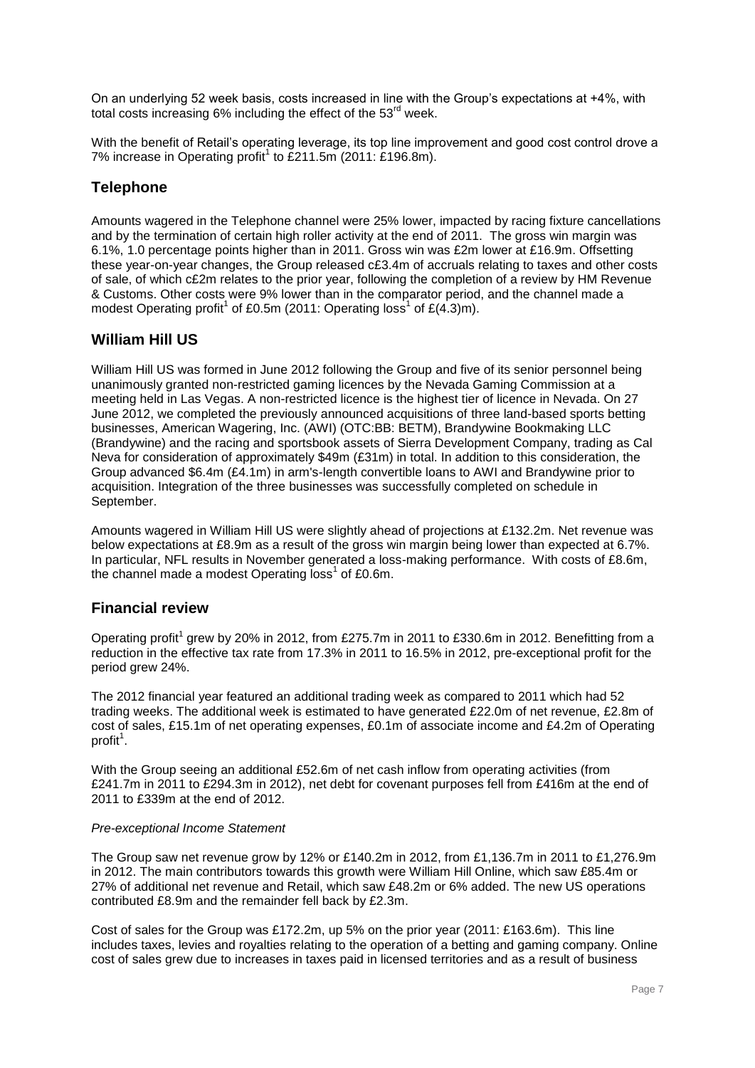On an underlying 52 week basis, costs increased in line with the Group's expectations at +4%, with total costs increasing 6% including the effect of the 53rd week.

With the benefit of Retail's operating leverage, its top line improvement and good cost control drove a 7% increase in Operating profit[1] to £211.5m (2011: £196.8m).

## Telephone

Amounts wagered in the Telephone channel were 25% lower, impacted by racing fixture cancellations and by the termination of certain high roller activity at the end of 2011. The gross win margin was 6.1%, 1.0 percentage points higher than in 2011. Gross win was £2m lower at £16.9m. Offsetting these year-on-year changes, the Group released c£3.4m of accruals relating to taxes and other costs of sale, of which c£2m relates to the prior year, following the completion of a review by HM Revenue & Customs. Other costs were 9% lower than in the comparator period, and the channel made a modest Operating profit[1] of £0.5m (2011: Operating loss[1] of £(4.3)m).

## William Hill US

William Hill US was formed in June 2012 following the Group and five of its senior personnel being unanimously granted non-restricted gaming licences by the Nevada Gaming Commission at a meeting held in Las Vegas. A non-restricted licence is the highest tier of licence in Nevada. On 27 June 2012, we completed the previously announced acquisitions of three land-based sports betting businesses, American Wagering, Inc. (AWI) (OTC:BB: BETM), Brandywine Bookmaking LLC (Brandywine) and the racing and sportsbook assets of Sierra Development Company, trading as Cal Neva for consideration of approximately $49m (£31m) in total. In addition to this consideration, the Group advanced $6.4m (£4.1m) in arm's-length convertible loans to AWI and Brandywine prior to acquisition. Integration of the three businesses was successfully completed on schedule in September.

Amounts wagered in William Hill US were slightly ahead of projections at £132.2m. Net revenue was below expectations at £8.9m as a result of the gross win margin being lower than expected at 6.7%. In particular, NFL results in November generated a loss-making performance. With costs of £8.6m, the channel made a modest Operating loss[1] of £0.6m.

## Financial review

Operating profit[1] grew by 20% in 2012, from £275.7m in 2011 to £330.6m in 2012. Benefitting from a reduction in the effective tax rate from 17.3% in 2011 to 16.5% in 2012, pre-exceptional profit for the period grew 24%.

The 2012 financial year featured an additional trading week as compared to 2011 which had 52 trading weeks. The additional week is estimated to have generated £22.0m of net revenue, £2.8m of cost of sales, £15.1m of net operating expenses, £0.1m of associate income and £4.2m of Operating profit[1].

With the Group seeing an additional £52.6m of net cash inflow from operating activities (from £241.7m in 2011 to £294.3m in 2012), net debt for covenant purposes fell from £416m at the end of 2011 to £339m at the end of 2012.

*Pre-exceptional Income Statement*

The Group saw net revenue grow by 12% or £140.2m in 2012, from £1,136.7m in 2011 to £1,276.9m in 2012. The main contributors towards this growth were William Hill Online, which saw £85.4m or 27% of additional net revenue and Retail, which saw £48.2m or 6% added. The new US operations contributed £8.9m and the remainder fell back by £2.3m.

Cost of sales for the Group was £172.2m, up 5% on the prior year (2011: £163.6m). This line includes taxes, levies and royalties relating to the operation of a betting and gaming company. Online cost of sales grew due to increases in taxes paid in licensed territories and as a result of business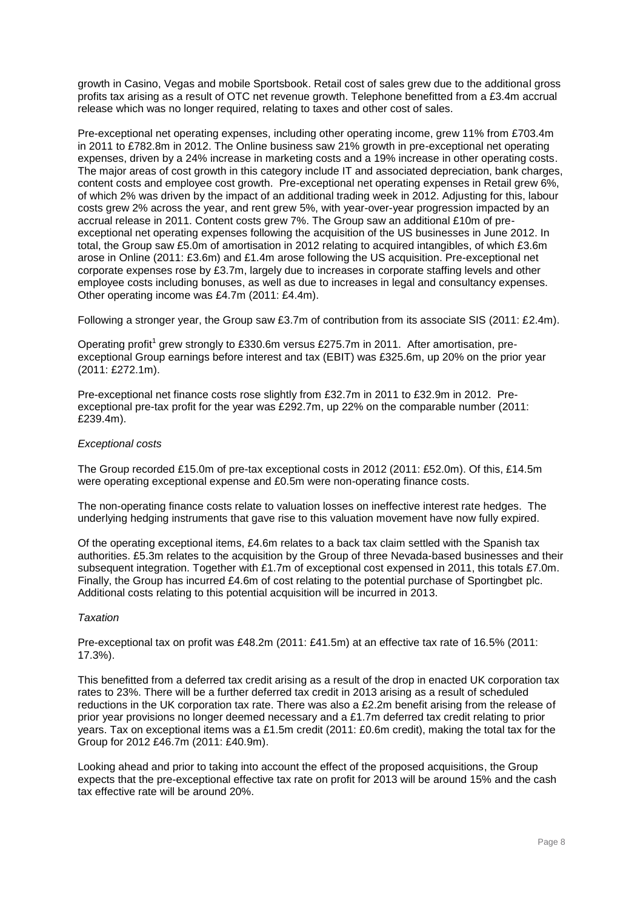growth in Casino, Vegas and mobile Sportsbook. Retail cost of sales grew due to the additional gross profits tax arising as a result of OTC net revenue growth. Telephone benefitted from a £3.4m accrual release which was no longer required, relating to taxes and other cost of sales.

Pre-exceptional net operating expenses, including other operating income, grew 11% from £703.4m in 2011 to £782.8m in 2012. The Online business saw 21% growth in pre-exceptional net operating expenses, driven by a 24% increase in marketing costs and a 19% increase in other operating costs. The major areas of cost growth in this category include IT and associated depreciation, bank charges, content costs and employee cost growth. Pre-exceptional net operating expenses in Retail grew 6%, of which 2% was driven by the impact of an additional trading week in 2012. Adjusting for this, labour costs grew 2% across the year, and rent grew 5%, with year-over-year progression impacted by an accrual release in 2011. Content costs grew 7%. The Group saw an additional £10m of pre-exceptional net operating expenses following the acquisition of the US businesses in June 2012. In total, the Group saw £5.0m of amortisation in 2012 relating to acquired intangibles, of which £3.6m arose in Online (2011: £3.6m) and £1.4m arose following the US acquisition. Pre-exceptional net corporate expenses rose by £3.7m, largely due to increases in corporate staffing levels and other employee costs including bonuses, as well as due to increases in legal and consultancy expenses. Other operating income was £4.7m (2011: £4.4m).

Following a stronger year, the Group saw £3.7m of contribution from its associate SIS (2011: £2.4m).

Operating profit[1] grew strongly to £330.6m versus £275.7m in 2011. After amortisation, pre-exceptional Group earnings before interest and tax (EBIT) was £325.6m, up 20% on the prior year (2011: £272.1m).

Pre-exceptional net finance costs rose slightly from £32.7m in 2011 to £32.9m in 2012. Pre-exceptional pre-tax profit for the year was £292.7m, up 22% on the comparable number (2011: £239.4m).

*Exceptional costs*

The Group recorded £15.0m of pre-tax exceptional costs in 2012 (2011: £52.0m). Of this, £14.5m were operating exceptional expense and £0.5m were non-operating finance costs.

The non-operating finance costs relate to valuation losses on ineffective interest rate hedges. The underlying hedging instruments that gave rise to this valuation movement have now fully expired.

Of the operating exceptional items, £4.6m relates to a back tax claim settled with the Spanish tax authorities. £5.3m relates to the acquisition by the Group of three Nevada-based businesses and their subsequent integration. Together with £1.7m of exceptional cost expensed in 2011, this totals £7.0m. Finally, the Group has incurred £4.6m of cost relating to the potential purchase of Sportingbet plc. Additional costs relating to this potential acquisition will be incurred in 2013.

*Taxation*

Pre-exceptional tax on profit was £48.2m (2011: £41.5m) at an effective tax rate of 16.5% (2011: 17.3%).

This benefitted from a deferred tax credit arising as a result of the drop in enacted UK corporation tax rates to 23%. There will be a further deferred tax credit in 2013 arising as a result of scheduled reductions in the UK corporation tax rate. There was also a £2.2m benefit arising from the release of prior year provisions no longer deemed necessary and a £1.7m deferred tax credit relating to prior years. Tax on exceptional items was a £1.5m credit (2011: £0.6m credit), making the total tax for the Group for 2012 £46.7m (2011: £40.9m).

Looking ahead and prior to taking into account the effect of the proposed acquisitions, the Group expects that the pre-exceptional effective tax rate on profit for 2013 will be around 15% and the cash tax effective rate will be around 20%.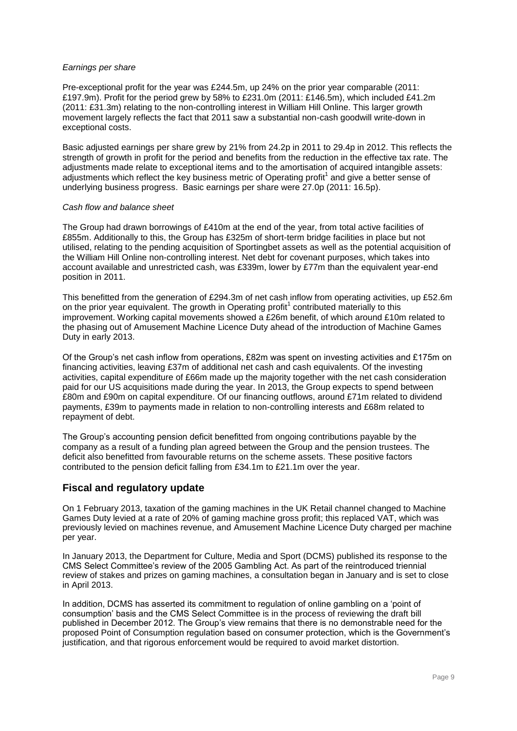*Earnings per share*

Pre-exceptional profit for the year was £244.5m, up 24% on the prior year comparable (2011: £197.9m). Profit for the period grew by 58% to £231.0m (2011: £146.5m), which included £41.2m (2011: £31.3m) relating to the non-controlling interest in William Hill Online. This larger growth movement largely reflects the fact that 2011 saw a substantial non-cash goodwill write-down in exceptional costs.

Basic adjusted earnings per share grew by 21% from 24.2p in 2011 to 29.4p in 2012. This reflects the strength of growth in profit for the period and benefits from the reduction in the effective tax rate. The adjustments made relate to exceptional items and to the amortisation of acquired intangible assets: adjustments which reflect the key business metric of Operating profit[1] and give a better sense of underlying business progress. Basic earnings per share were 27.0p (2011: 16.5p).

*Cash flow and balance sheet*

The Group had drawn borrowings of £410m at the end of the year, from total active facilities of £855m. Additionally to this, the Group has £325m of short-term bridge facilities in place but not utilised, relating to the pending acquisition of Sportingbet assets as well as the potential acquisition of the William Hill Online non-controlling interest. Net debt for covenant purposes, which takes into account available and unrestricted cash, was £339m, lower by £77m than the equivalent year-end position in 2011.

This benefitted from the generation of £294.3m of net cash inflow from operating activities, up £52.6m on the prior year equivalent. The growth in Operating profit[1] contributed materially to this improvement. Working capital movements showed a £26m benefit, of which around £10m related to the phasing out of Amusement Machine Licence Duty ahead of the introduction of Machine Games Duty in early 2013.

Of the Group's net cash inflow from operations, £82m was spent on investing activities and £175m on financing activities, leaving £37m of additional net cash and cash equivalents. Of the investing activities, capital expenditure of £66m made up the majority together with the net cash consideration paid for our US acquisitions made during the year. In 2013, the Group expects to spend between £80m and £90m on capital expenditure. Of our financing outflows, around £71m related to dividend payments, £39m to payments made in relation to non-controlling interests and £68m related to repayment of debt.

The Group's accounting pension deficit benefitted from ongoing contributions payable by the company as a result of a funding plan agreed between the Group and the pension trustees. The deficit also benefitted from favourable returns on the scheme assets. These positive factors contributed to the pension deficit falling from £34.1m to £21.1m over the year.

## Fiscal and regulatory update

On 1 February 2013, taxation of the gaming machines in the UK Retail channel changed to Machine Games Duty levied at a rate of 20% of gaming machine gross profit; this replaced VAT, which was previously levied on machines revenue, and Amusement Machine Licence Duty charged per machine per year.

In January 2013, the Department for Culture, Media and Sport (DCMS) published its response to the CMS Select Committee's review of the 2005 Gambling Act. As part of the reintroduced triennial review of stakes and prizes on gaming machines, a consultation began in January and is set to close in April 2013.

In addition, DCMS has asserted its commitment to regulation of online gambling on a 'point of consumption' basis and the CMS Select Committee is in the process of reviewing the draft bill published in December 2012. The Group's view remains that there is no demonstrable need for the proposed Point of Consumption regulation based on consumer protection, which is the Government's justification, and that rigorous enforcement would be required to avoid market distortion.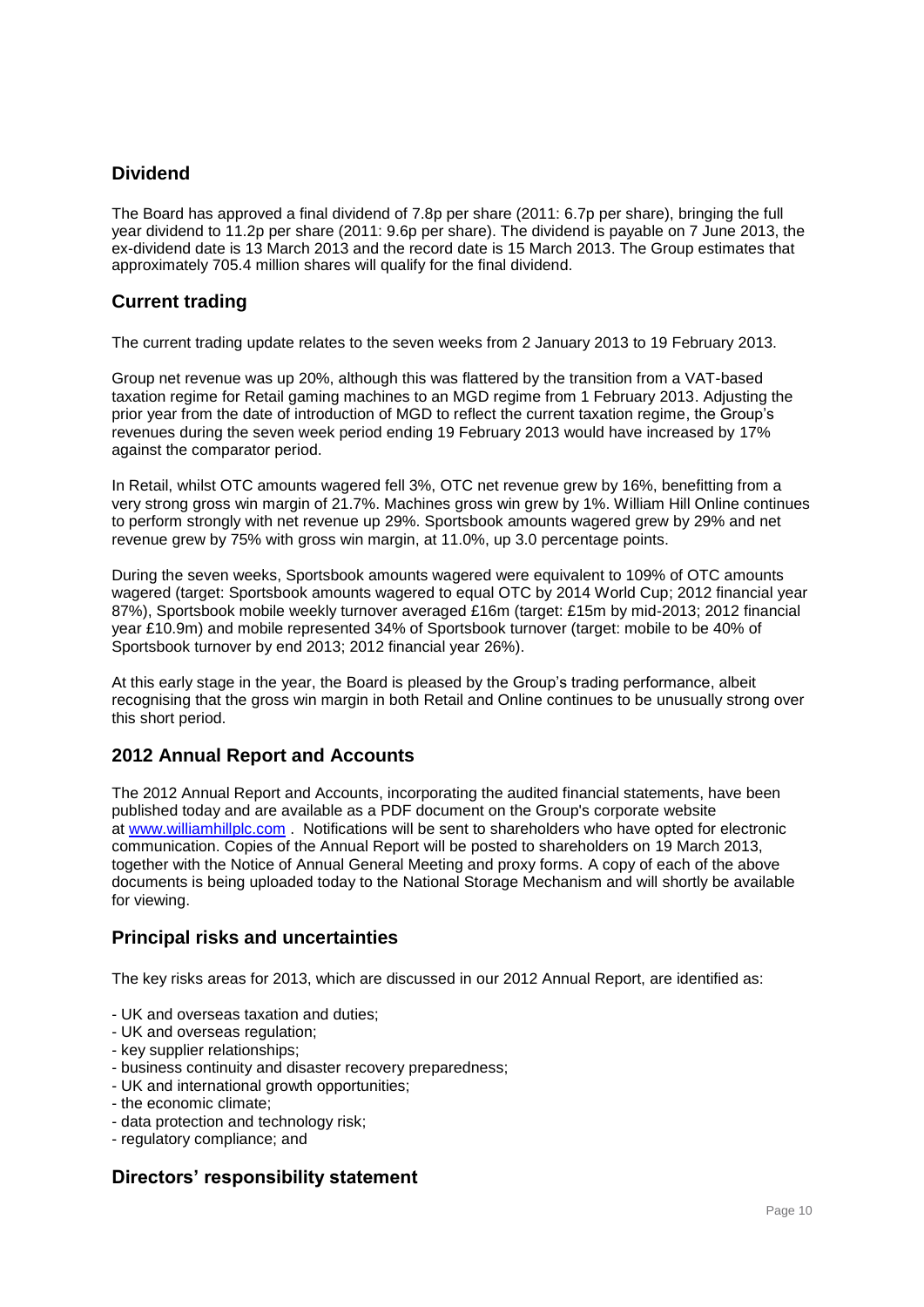## Dividend

The Board has approved a final dividend of 7.8p per share (2011: 6.7p per share), bringing the full year dividend to 11.2p per share (2011: 9.6p per share). The dividend is payable on 7 June 2013, the ex-dividend date is 13 March 2013 and the record date is 15 March 2013. The Group estimates that approximately 705.4 million shares will qualify for the final dividend.

## Current trading

The current trading update relates to the seven weeks from 2 January 2013 to 19 February 2013.

Group net revenue was up 20%, although this was flattered by the transition from a VAT-based taxation regime for Retail gaming machines to an MGD regime from 1 February 2013. Adjusting the prior year from the date of introduction of MGD to reflect the current taxation regime, the Group's revenues during the seven week period ending 19 February 2013 would have increased by 17% against the comparator period.

In Retail, whilst OTC amounts wagered fell 3%, OTC net revenue grew by 16%, benefitting from a very strong gross win margin of 21.7%. Machines gross win grew by 1%. William Hill Online continues to perform strongly with net revenue up 29%. Sportsbook amounts wagered grew by 29% and net revenue grew by 75% with gross win margin, at 11.0%, up 3.0 percentage points.

During the seven weeks, Sportsbook amounts wagered were equivalent to 109% of OTC amounts wagered (target: Sportsbook amounts wagered to equal OTC by 2014 World Cup; 2012 financial year 87%), Sportsbook mobile weekly turnover averaged £16m (target: £15m by mid-2013; 2012 financial year £10.9m) and mobile represented 34% of Sportsbook turnover (target: mobile to be 40% of Sportsbook turnover by end 2013; 2012 financial year 26%).

At this early stage in the year, the Board is pleased by the Group's trading performance, albeit recognising that the gross win margin in both Retail and Online continues to be unusually strong over this short period.

## 2012 Annual Report and Accounts

The 2012 Annual Report and Accounts, incorporating the audited financial statements, have been published today and are available as a PDF document on the Group's corporate website at www.williamhillplc.com . Notifications will be sent to shareholders who have opted for electronic communication. Copies of the Annual Report will be posted to shareholders on 19 March 2013, together with the Notice of Annual General Meeting and proxy forms. A copy of each of the above documents is being uploaded today to the National Storage Mechanism and will shortly be available for viewing.

## Principal risks and uncertainties

The key risks areas for 2013, which are discussed in our 2012 Annual Report, are identified as:

- UK and overseas taxation and duties;
- UK and overseas regulation;
- key supplier relationships;
- business continuity and disaster recovery preparedness;
- UK and international growth opportunities;
- the economic climate;
- data protection and technology risk;
- regulatory compliance; and

## Directors' responsibility statement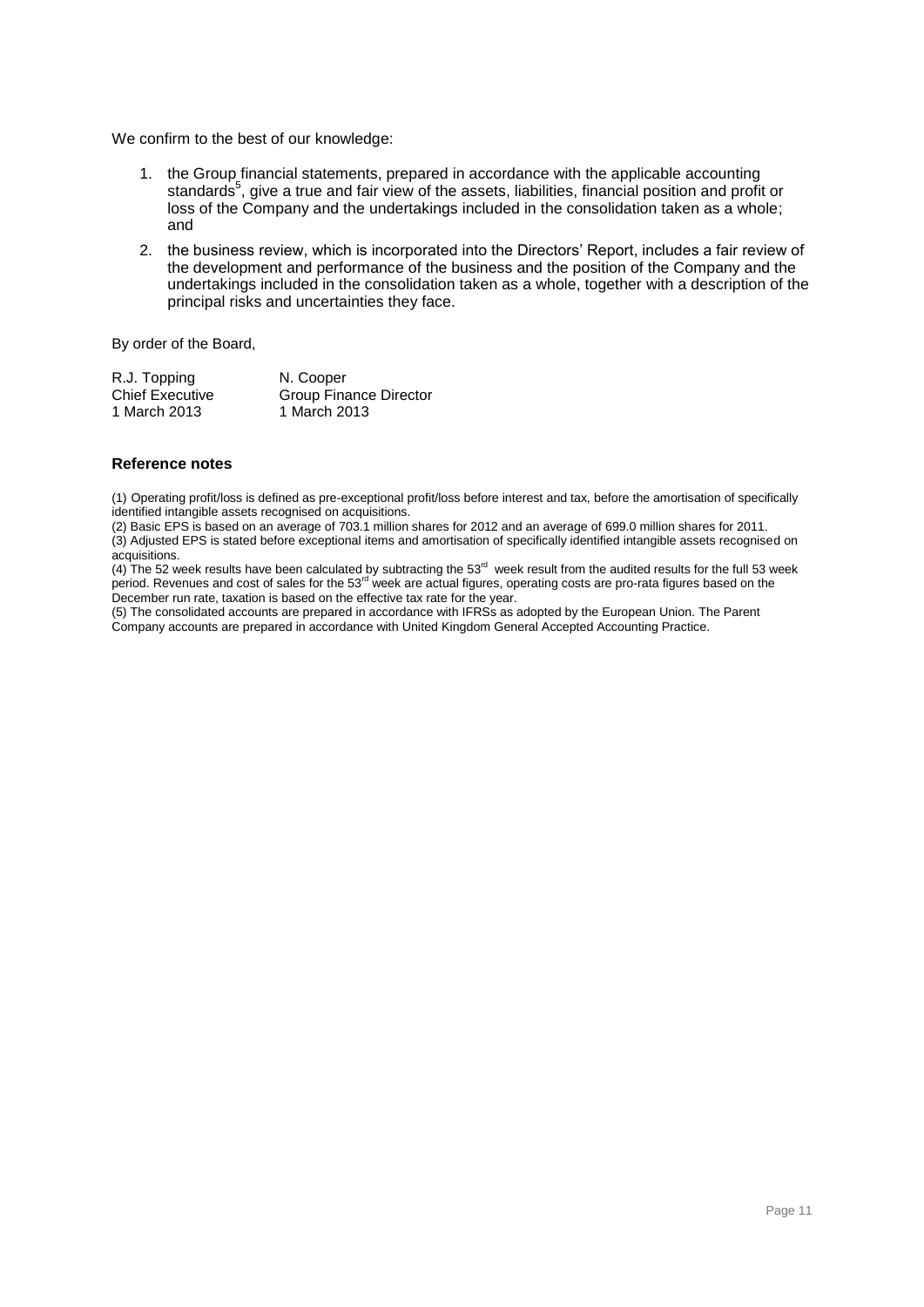We confirm to the best of our knowledge:

1. the Group financial statements, prepared in accordance with the applicable accounting standards[5], give a true and fair view of the assets, liabilities, financial position and profit or loss of the Company and the undertakings included in the consolidation taken as a whole; and
2. the business review, which is incorporated into the Directors' Report, includes a fair review of the development and performance of the business and the position of the Company and the undertakings included in the consolidation taken as a whole, together with a description of the principal risks and uncertainties they face.

By order of the Board,

| R.J. Topping | N. Cooper |
|---|---|
| Chief Executive | Group Finance Director |
| 1 March 2013 | 1 March 2013 |

### Reference notes

(1) Operating profit/loss is defined as pre-exceptional profit/loss before interest and tax, before the amortisation of specifically identified intangible assets recognised on acquisitions.

(2) Basic EPS is based on an average of 703.1 million shares for 2012 and an average of 699.0 million shares for 2011.

(3) Adjusted EPS is stated before exceptional items and amortisation of specifically identified intangible assets recognised on acquisitions.

(4) The 52 week results have been calculated by subtracting the 53rd week result from the audited results for the full 53 week period. Revenues and cost of sales for the 53rd week are actual figures, operating costs are pro-rata figures based on the December run rate, taxation is based on the effective tax rate for the year.

(5) The consolidated accounts are prepared in accordance with IFRSs as adopted by the European Union. The Parent Company accounts are prepared in accordance with United Kingdom General Accepted Accounting Practice.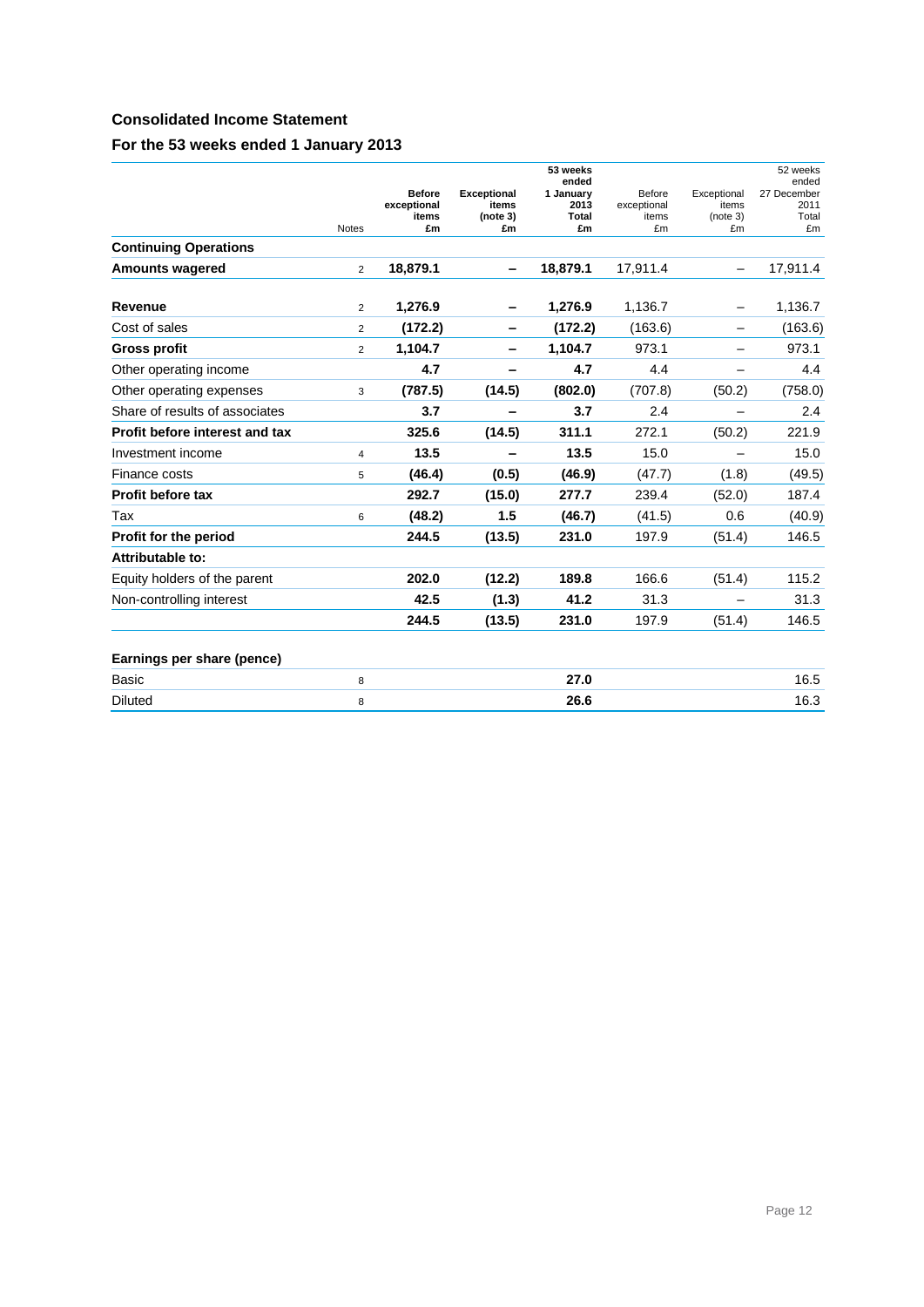## Consolidated Income Statement

### For the 53 weeks ended 1 January 2013

| | Notes | **Before exceptional items £m** | **Exceptional items (note 3) £m** | **53 weeks ended 1 January 2013 Total £m** | Before exceptional items £m | Exceptional items (note 3) £m | 52 weeks ended 27 December 2011 Total £m |
|---|---|---|---|---|---|---|---|
| **Continuing Operations** | | | | | | | |
| **Amounts wagered** | 2 | **18,879.1** | **–** | **18,879.1** | 17,911.4 | – | 17,911.4 |
| **Revenue** | 2 | **1,276.9** | **–** | **1,276.9** | 1,136.7 | – | 1,136.7 |
| Cost of sales | 2 | **(172.2)** | **–** | **(172.2)** | (163.6) | – | (163.6) |
| **Gross profit** | 2 | **1,104.7** | **–** | **1,104.7** | 973.1 | – | 973.1 |
| Other operating income | | **4.7** | **–** | **4.7** | 4.4 | – | 4.4 |
| Other operating expenses | 3 | **(787.5)** | **(14.5)** | **(802.0)** | (707.8) | (50.2) | (758.0) |
| Share of results of associates | | **3.7** | **–** | **3.7** | 2.4 | – | 2.4 |
| **Profit before interest and tax** | | **325.6** | **(14.5)** | **311.1** | 272.1 | (50.2) | 221.9 |
| Investment income | 4 | **13.5** | **–** | **13.5** | 15.0 | – | 15.0 |
| Finance costs | 5 | **(46.4)** | **(0.5)** | **(46.9)** | (47.7) | (1.8) | (49.5) |
| **Profit before tax** | | **292.7** | **(15.0)** | **277.7** | 239.4 | (52.0) | 187.4 |
| Tax | 6 | **(48.2)** | **1.5** | **(46.7)** | (41.5) | 0.6 | (40.9) |
| **Profit for the period** | | **244.5** | **(13.5)** | **231.0** | 197.9 | (51.4) | 146.5 |
| **Attributable to:** | | | | | | | |
| Equity holders of the parent | | **202.0** | **(12.2)** | **189.8** | 166.6 | (51.4) | 115.2 |
| Non-controlling interest | | **42.5** | **(1.3)** | **41.2** | 31.3 | – | 31.3 |
| | | **244.5** | **(13.5)** | **231.0** | 197.9 | (51.4) | 146.5 |
| **Earnings per share (pence)** | | | | | | | |
| Basic | 8 | | | **27.0** | | | 16.5 |
| Diluted | 8 | | | **26.6** | | | 16.3 |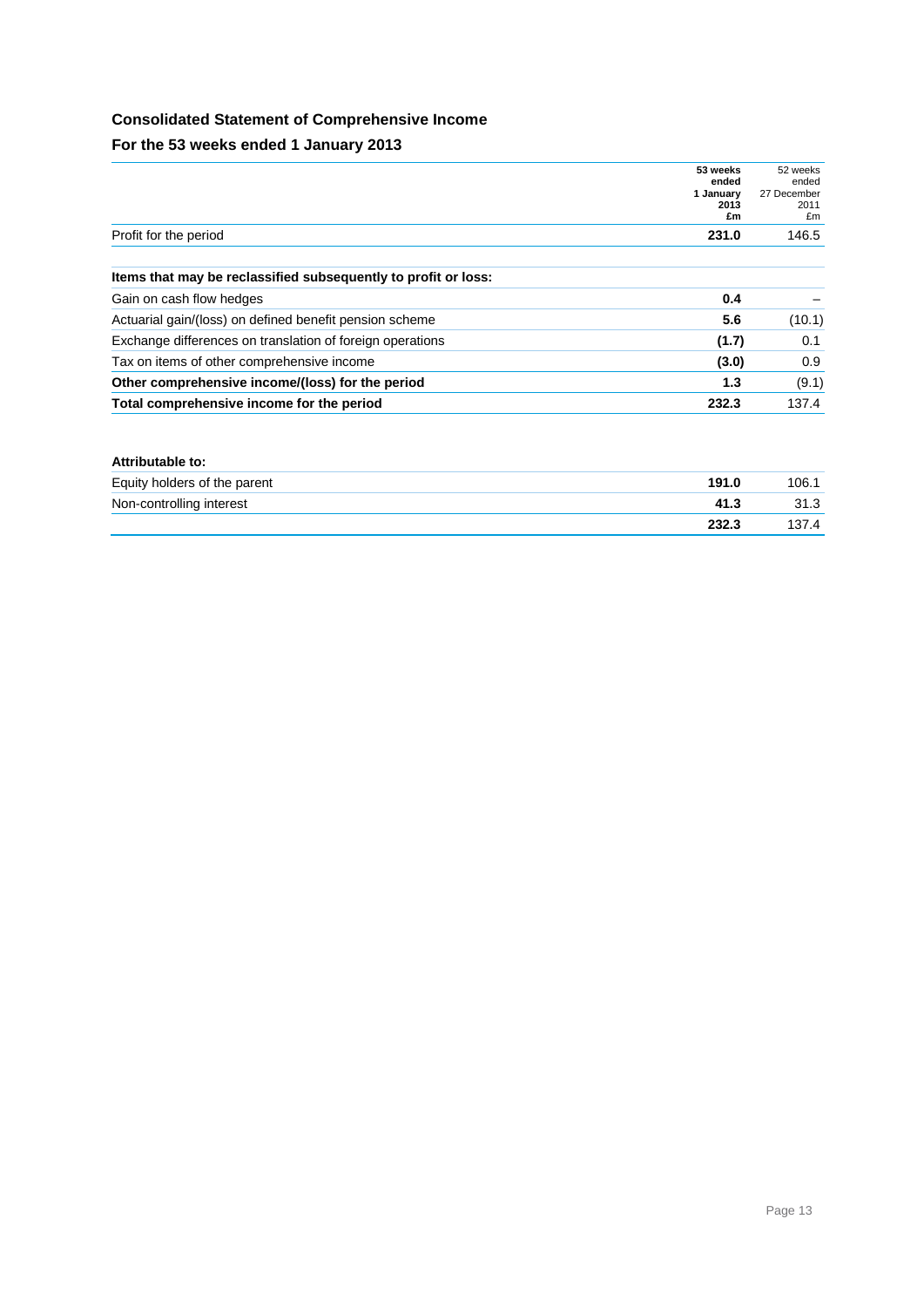## Consolidated Statement of Comprehensive Income

### For the 53 weeks ended 1 January 2013

| | **53 weeks ended 1 January 2013 £m** | 52 weeks ended 27 December 2011 £m |
|---|---|---|
| Profit for the period | **231.0** | 146.5 |
| | | |
| **Items that may be reclassified subsequently to profit or loss:** | | |
| Gain on cash flow hedges | **0.4** | – |
| Actuarial gain/(loss) on defined benefit pension scheme | **5.6** | (10.1) |
| Exchange differences on translation of foreign operations | **(1.7)** | 0.1 |
| Tax on items of other comprehensive income | **(3.0)** | 0.9 |
| **Other comprehensive income/(loss) for the period** | **1.3** | (9.1) |
| **Total comprehensive income for the period** | **232.3** | 137.4 |
| | | |
| **Attributable to:** | | |
| Equity holders of the parent | **191.0** | 106.1 |
| Non-controlling interest | **41.3** | 31.3 |
| | **232.3** | 137.4 |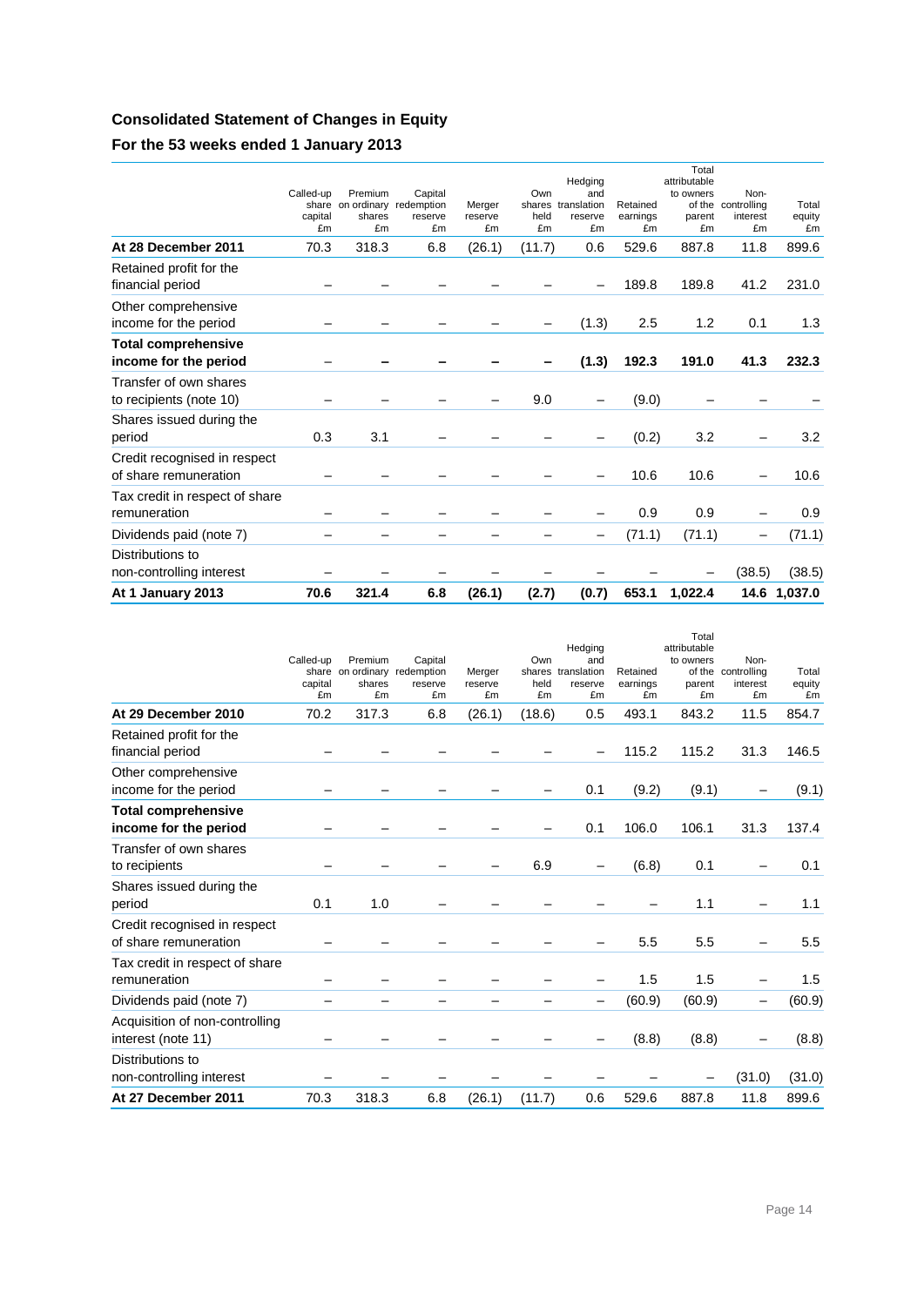## Consolidated Statement of Changes in Equity

### For the 53 weeks ended 1 January 2013

| | Called-up share capital £m | Premium on ordinary shares £m | Capital redemption reserve £m | Merger reserve £m | Own shares held £m | Hedging and translation reserve £m | Retained earnings £m | Total attributable to owners of the parent £m | Non-controlling interest £m | Total equity £m |
|---|---|---|---|---|---|---|---|---|---|---|
| **At 28 December 2011** | 70.3 | 318.3 | 6.8 | (26.1) | (11.7) | 0.6 | 529.6 | 887.8 | 11.8 | 899.6 |
| Retained profit for the financial period | – | – | – | – | – | – | 189.8 | 189.8 | 41.2 | 231.0 |
| Other comprehensive income for the period | – | – | – | – | – | (1.3) | 2.5 | 1.2 | 0.1 | 1.3 |
| **Total comprehensive income for the period** | **–** | **–** | **–** | **–** | **–** | **(1.3)** | **192.3** | **191.0** | **41.3** | **232.3** |
| Transfer of own shares to recipients (note 10) | – | – | – | – | 9.0 | – | (9.0) | – | – | – |
| Shares issued during the period | 0.3 | 3.1 | – | – | – | – | (0.2) | 3.2 | – | 3.2 |
| Credit recognised in respect of share remuneration | – | – | – | – | – | – | 10.6 | 10.6 | – | 10.6 |
| Tax credit in respect of share remuneration | – | – | – | – | – | – | 0.9 | 0.9 | – | 0.9 |
| Dividends paid (note 7) | – | – | – | – | – | – | (71.1) | (71.1) | – | (71.1) |
| Distributions to non-controlling interest | – | – | – | – | – | – | – | – | (38.5) | (38.5) |
| **At 1 January 2013** | **70.6** | **321.4** | **6.8** | **(26.1)** | **(2.7)** | **(0.7)** | **653.1** | **1,022.4** | **14.6** | **1,037.0** |

| | Called-up share capital £m | Premium on ordinary shares £m | Capital redemption reserve £m | Merger reserve £m | Own shares held £m | Hedging and translation reserve £m | Retained earnings £m | Total attributable to owners of the parent £m | Non-controlling interest £m | Total equity £m |
|---|---|---|---|---|---|---|---|---|---|---|
| **At 29 December 2010** | 70.2 | 317.3 | 6.8 | (26.1) | (18.6) | 0.5 | 493.1 | 843.2 | 11.5 | 854.7 |
| Retained profit for the financial period | – | – | – | – | – | – | 115.2 | 115.2 | 31.3 | 146.5 |
| Other comprehensive income for the period | – | – | – | – | – | 0.1 | (9.2) | (9.1) | – | (9.1) |
| **Total comprehensive income for the period** | – | – | – | – | – | 0.1 | 106.0 | 106.1 | 31.3 | 137.4 |
| Transfer of own shares to recipients | – | – | – | – | 6.9 | – | (6.8) | 0.1 | – | 0.1 |
| Shares issued during the period | 0.1 | 1.0 | – | – | – | – | – | 1.1 | – | 1.1 |
| Credit recognised in respect of share remuneration | – | – | – | – | – | – | 5.5 | 5.5 | – | 5.5 |
| Tax credit in respect of share remuneration | – | – | – | – | – | – | 1.5 | 1.5 | – | 1.5 |
| Dividends paid (note 7) | – | – | – | – | – | – | (60.9) | (60.9) | – | (60.9) |
| Acquisition of non-controlling interest (note 11) | – | – | – | – | – | – | (8.8) | (8.8) | – | (8.8) |
| Distributions to non-controlling interest | – | – | – | – | – | – | – | – | (31.0) | (31.0) |
| **At 27 December 2011** | 70.3 | 318.3 | 6.8 | (26.1) | (11.7) | 0.6 | 529.6 | 887.8 | 11.8 | 899.6 |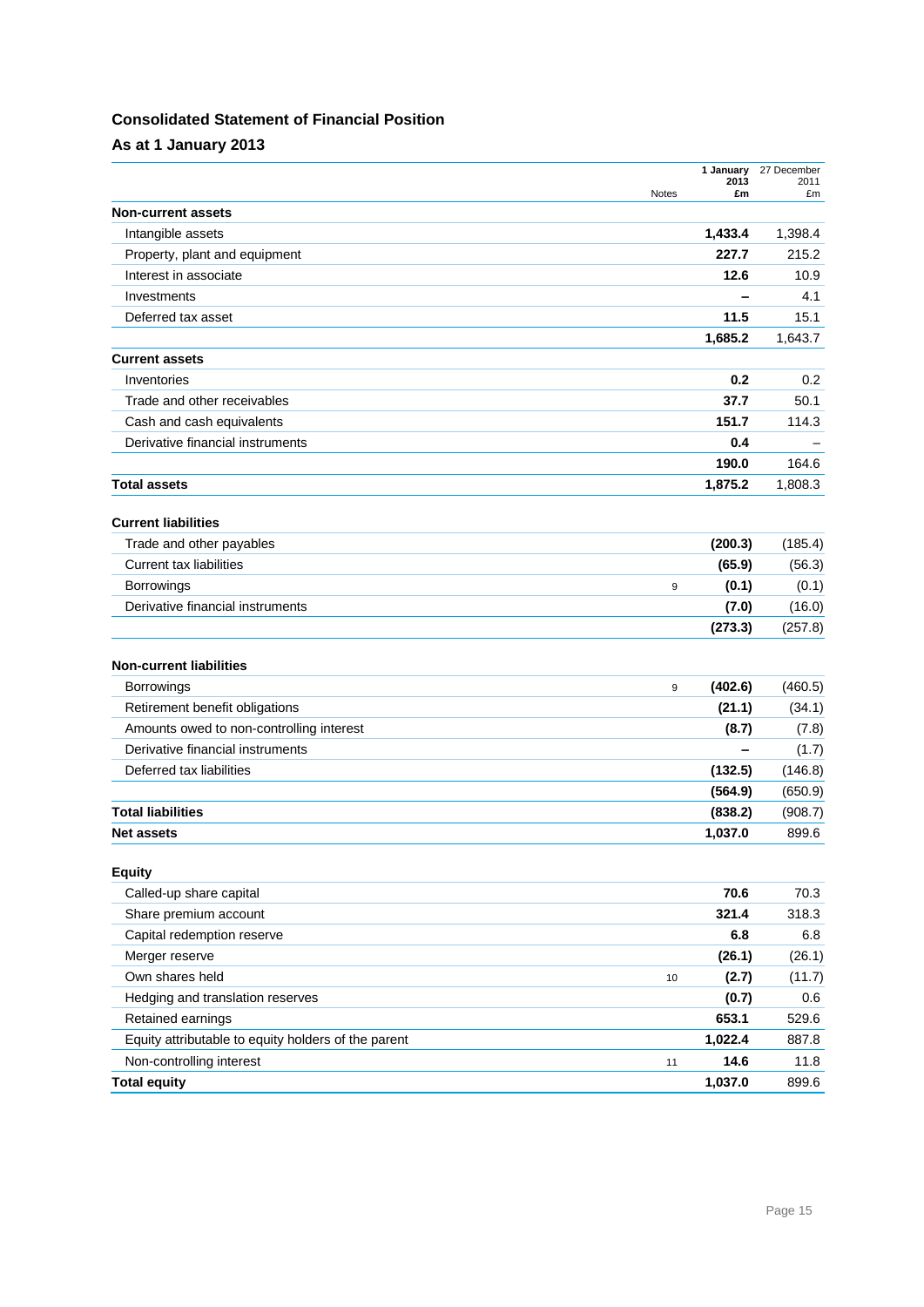## Consolidated Statement of Financial Position

### As at 1 January 2013

| | Notes | 1 January 2013 £m | 27 December 2011 £m |
|---|---|---|---|
| **Non-current assets** | | | |
| Intangible assets | | **1,433.4** | 1,398.4 |
| Property, plant and equipment | | **227.7** | 215.2 |
| Interest in associate | | **12.6** | 10.9 |
| Investments | | **–** | 4.1 |
| Deferred tax asset | | **11.5** | 15.1 |
| | | **1,685.2** | 1,643.7 |
| **Current assets** | | | |
| Inventories | | **0.2** | 0.2 |
| Trade and other receivables | | **37.7** | 50.1 |
| Cash and cash equivalents | | **151.7** | 114.3 |
| Derivative financial instruments | | **0.4** | – |
| | | **190.0** | 164.6 |
| **Total assets** | | **1,875.2** | 1,808.3 |
| **Current liabilities** | | | |
| Trade and other payables | | **(200.3)** | (185.4) |
| Current tax liabilities | | **(65.9)** | (56.3) |
| Borrowings | 9 | **(0.1)** | (0.1) |
| Derivative financial instruments | | **(7.0)** | (16.0) |
| | | **(273.3)** | (257.8) |
| **Non-current liabilities** | | | |
| Borrowings | 9 | **(402.6)** | (460.5) |
| Retirement benefit obligations | | **(21.1)** | (34.1) |
| Amounts owed to non-controlling interest | | **(8.7)** | (7.8) |
| Derivative financial instruments | | **–** | (1.7) |
| Deferred tax liabilities | | **(132.5)** | (146.8) |
| | | **(564.9)** | (650.9) |
| **Total liabilities** | | **(838.2)** | (908.7) |
| **Net assets** | | **1,037.0** | 899.6 |
| **Equity** | | | |
| Called-up share capital | | **70.6** | 70.3 |
| Share premium account | | **321.4** | 318.3 |
| Capital redemption reserve | | **6.8** | 6.8 |
| Merger reserve | | **(26.1)** | (26.1) |
| Own shares held | 10 | **(2.7)** | (11.7) |
| Hedging and translation reserves | | **(0.7)** | 0.6 |
| Retained earnings | | **653.1** | 529.6 |
| Equity attributable to equity holders of the parent | | **1,022.4** | 887.8 |
| Non-controlling interest | 11 | **14.6** | 11.8 |
| **Total equity** | | **1,037.0** | 899.6 |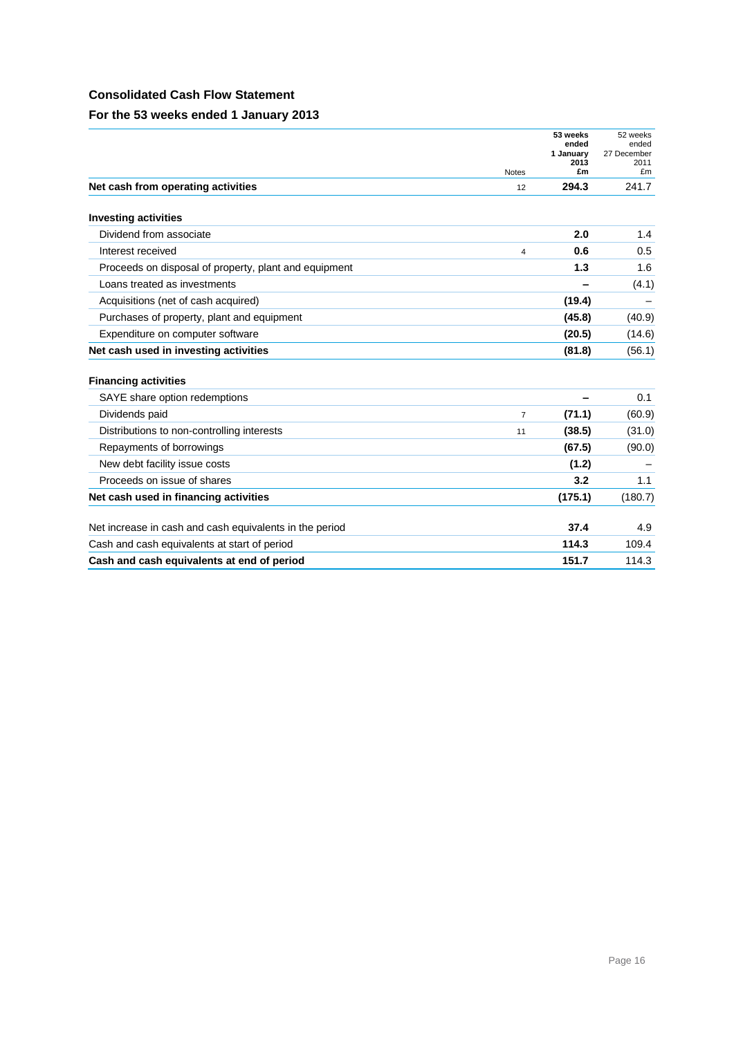## Consolidated Cash Flow Statement

### For the 53 weeks ended 1 January 2013

| | Notes | **53 weeks ended 1 January 2013 £m** | 52 weeks ended 27 December 2011 £m |
|---|---|---|---|
| **Net cash from operating activities** | 12 | **294.3** | 241.7 |
| | | | |
| **Investing activities** | | | |
| Dividend from associate | | **2.0** | 1.4 |
| Interest received | 4 | **0.6** | 0.5 |
| Proceeds on disposal of property, plant and equipment | | **1.3** | 1.6 |
| Loans treated as investments | | **–** | (4.1) |
| Acquisitions (net of cash acquired) | | **(19.4)** | – |
| Purchases of property, plant and equipment | | **(45.8)** | (40.9) |
| Expenditure on computer software | | **(20.5)** | (14.6) |
| **Net cash used in investing activities** | | **(81.8)** | (56.1) |
| | | | |
| **Financing activities** | | | |
| SAYE share option redemptions | | **–** | 0.1 |
| Dividends paid | 7 | **(71.1)** | (60.9) |
| Distributions to non-controlling interests | 11 | **(38.5)** | (31.0) |
| Repayments of borrowings | | **(67.5)** | (90.0) |
| New debt facility issue costs | | **(1.2)** | – |
| Proceeds on issue of shares | | **3.2** | 1.1 |
| **Net cash used in financing activities** | | **(175.1)** | (180.7) |
| | | | |
| Net increase in cash and cash equivalents in the period | | **37.4** | 4.9 |
| Cash and cash equivalents at start of period | | **114.3** | 109.4 |
| **Cash and cash equivalents at end of period** | | **151.7** | 114.3 |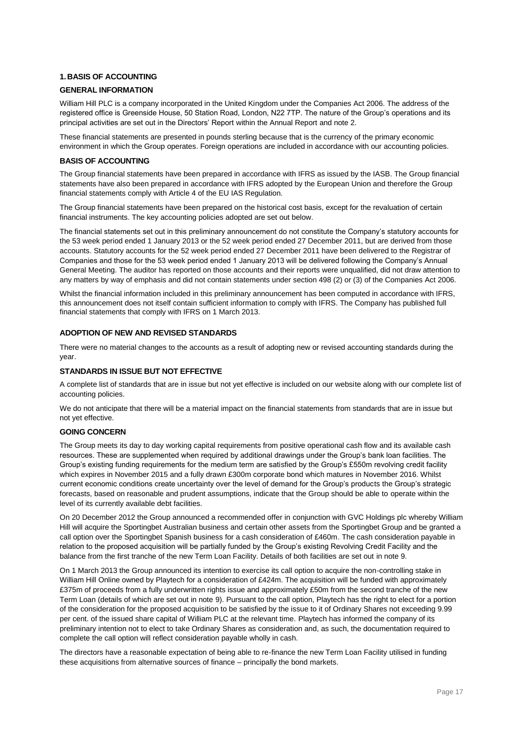## 1. BASIS OF ACCOUNTING

### GENERAL INFORMATION

William Hill PLC is a company incorporated in the United Kingdom under the Companies Act 2006. The address of the registered office is Greenside House, 50 Station Road, London, N22 7TP. The nature of the Group's operations and its principal activities are set out in the Directors' Report within the Annual Report and note 2.

These financial statements are presented in pounds sterling because that is the currency of the primary economic environment in which the Group operates. Foreign operations are included in accordance with our accounting policies.

### BASIS OF ACCOUNTING

The Group financial statements have been prepared in accordance with IFRS as issued by the IASB. The Group financial statements have also been prepared in accordance with IFRS adopted by the European Union and therefore the Group financial statements comply with Article 4 of the EU IAS Regulation.

The Group financial statements have been prepared on the historical cost basis, except for the revaluation of certain financial instruments. The key accounting policies adopted are set out below.

The financial statements set out in this preliminary announcement do not constitute the Company's statutory accounts for the 53 week period ended 1 January 2013 or the 52 week period ended 27 December 2011, but are derived from those accounts. Statutory accounts for the 52 week period ended 27 December 2011 have been delivered to the Registrar of Companies and those for the 53 week period ended 1 January 2013 will be delivered following the Company's Annual General Meeting. The auditor has reported on those accounts and their reports were unqualified, did not draw attention to any matters by way of emphasis and did not contain statements under section 498 (2) or (3) of the Companies Act 2006.

Whilst the financial information included in this preliminary announcement has been computed in accordance with IFRS, this announcement does not itself contain sufficient information to comply with IFRS. The Company has published full financial statements that comply with IFRS on 1 March 2013.

### ADOPTION OF NEW AND REVISED STANDARDS

There were no material changes to the accounts as a result of adopting new or revised accounting standards during the year.

### STANDARDS IN ISSUE BUT NOT EFFECTIVE

A complete list of standards that are in issue but not yet effective is included on our website along with our complete list of accounting policies.

We do not anticipate that there will be a material impact on the financial statements from standards that are in issue but not yet effective.

### GOING CONCERN

The Group meets its day to day working capital requirements from positive operational cash flow and its available cash resources. These are supplemented when required by additional drawings under the Group's bank loan facilities. The Group's existing funding requirements for the medium term are satisfied by the Group's £550m revolving credit facility which expires in November 2015 and a fully drawn £300m corporate bond which matures in November 2016. Whilst current economic conditions create uncertainty over the level of demand for the Group's products the Group's strategic forecasts, based on reasonable and prudent assumptions, indicate that the Group should be able to operate within the level of its currently available debt facilities.

On 20 December 2012 the Group announced a recommended offer in conjunction with GVC Holdings plc whereby William Hill will acquire the Sportingbet Australian business and certain other assets from the Sportingbet Group and be granted a call option over the Sportingbet Spanish business for a cash consideration of £460m. The cash consideration payable in relation to the proposed acquisition will be partially funded by the Group's existing Revolving Credit Facility and the balance from the first tranche of the new Term Loan Facility. Details of both facilities are set out in note 9.

On 1 March 2013 the Group announced its intention to exercise its call option to acquire the non-controlling stake in William Hill Online owned by Playtech for a consideration of £424m. The acquisition will be funded with approximately £375m of proceeds from a fully underwritten rights issue and approximately £50m from the second tranche of the new Term Loan (details of which are set out in note 9). Pursuant to the call option, Playtech has the right to elect for a portion of the consideration for the proposed acquisition to be satisfied by the issue to it of Ordinary Shares not exceeding 9.99 per cent. of the issued share capital of William PLC at the relevant time. Playtech has informed the company of its preliminary intention not to elect to take Ordinary Shares as consideration and, as such, the documentation required to complete the call option will reflect consideration payable wholly in cash.

The directors have a reasonable expectation of being able to re-finance the new Term Loan Facility utilised in funding these acquisitions from alternative sources of finance – principally the bond markets.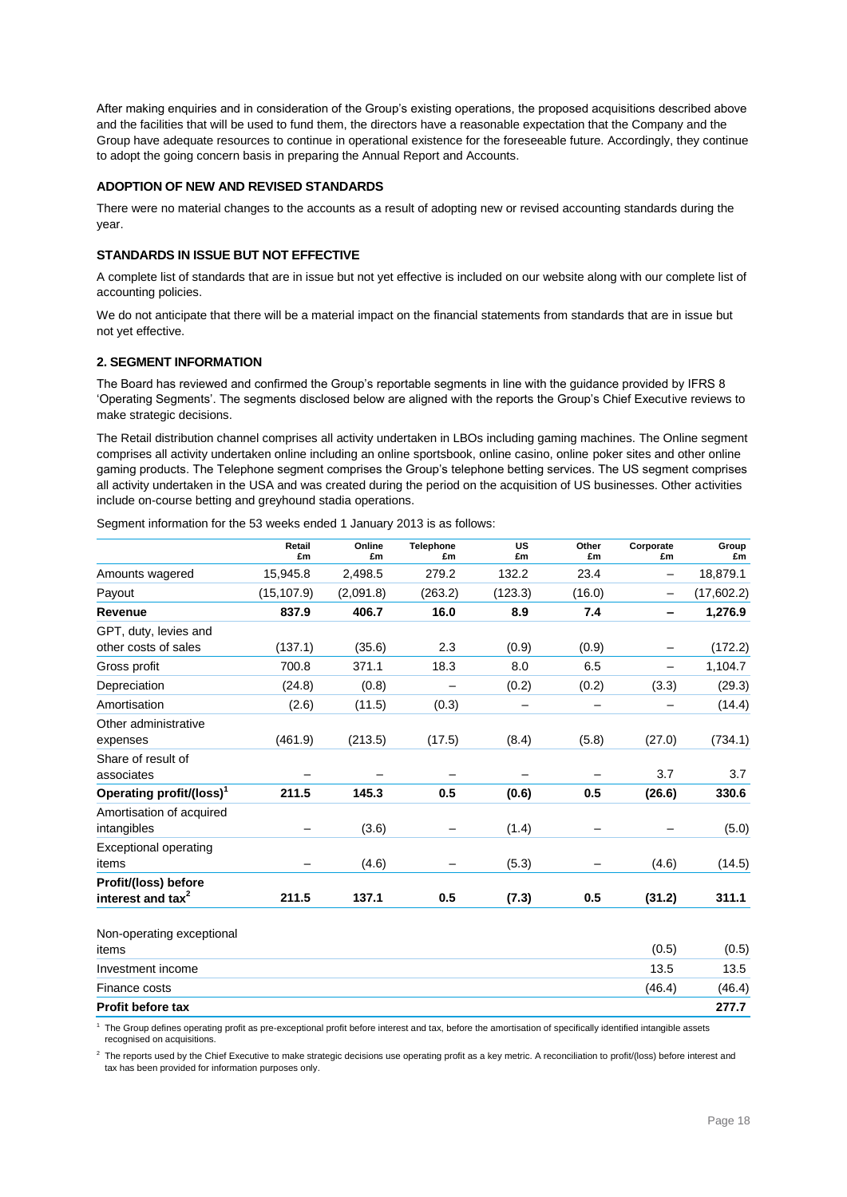After making enquiries and in consideration of the Group's existing operations, the proposed acquisitions described above and the facilities that will be used to fund them, the directors have a reasonable expectation that the Company and the Group have adequate resources to continue in operational existence for the foreseeable future. Accordingly, they continue to adopt the going concern basis in preparing the Annual Report and Accounts.

### ADOPTION OF NEW AND REVISED STANDARDS

There were no material changes to the accounts as a result of adopting new or revised accounting standards during the year.

### STANDARDS IN ISSUE BUT NOT EFFECTIVE

A complete list of standards that are in issue but not yet effective is included on our website along with our complete list of accounting policies.

We do not anticipate that there will be a material impact on the financial statements from standards that are in issue but not yet effective.

### 2. SEGMENT INFORMATION

The Board has reviewed and confirmed the Group's reportable segments in line with the guidance provided by IFRS 8 'Operating Segments'. The segments disclosed below are aligned with the reports the Group's Chief Executive reviews to make strategic decisions.

The Retail distribution channel comprises all activity undertaken in LBOs including gaming machines. The Online segment comprises all activity undertaken online including an online sportsbook, online casino, online poker sites and other online gaming products. The Telephone segment comprises the Group's telephone betting services. The US segment comprises all activity undertaken in the USA and was created during the period on the acquisition of US businesses. Other activities include on-course betting and greyhound stadia operations.

Segment information for the 53 weeks ended 1 January 2013 is as follows:

| | Retail £m | Online £m | Telephone £m | US £m | Other £m | Corporate £m | Group £m |
|---|---|---|---|---|---|---|---|
| Amounts wagered | 15,945.8 | 2,498.5 | 279.2 | 132.2 | 23.4 | – | 18,879.1 |
| Payout | (15,107.9) | (2,091.8) | (263.2) | (123.3) | (16.0) | – | (17,602.2) |
| **Revenue** | **837.9** | **406.7** | **16.0** | **8.9** | **7.4** | **–** | **1,276.9** |
| GPT, duty, levies and other costs of sales | (137.1) | (35.6) | 2.3 | (0.9) | (0.9) | – | (172.2) |
| Gross profit | 700.8 | 371.1 | 18.3 | 8.0 | 6.5 | – | 1,104.7 |
| Depreciation | (24.8) | (0.8) | – | (0.2) | (0.2) | (3.3) | (29.3) |
| Amortisation | (2.6) | (11.5) | (0.3) | – | – | – | (14.4) |
| Other administrative expenses | (461.9) | (213.5) | (17.5) | (8.4) | (5.8) | (27.0) | (734.1) |
| Share of result of associates | – | – | – | – | – | 3.7 | 3.7 |
| **Operating profit/(loss)[1]** | **211.5** | **145.3** | **0.5** | **(0.6)** | **0.5** | **(26.6)** | **330.6** |
| Amortisation of acquired intangibles | – | (3.6) | – | (1.4) | – | – | (5.0) |
| Exceptional operating items | – | (4.6) | – | (5.3) | – | (4.6) | (14.5) |
| **Profit/(loss) before interest and tax[2]** | **211.5** | **137.1** | **0.5** | **(7.3)** | **0.5** | **(31.2)** | **311.1** |
| | | | | | | | |
| Non-operating exceptional items | | | | | | (0.5) | (0.5) |
| Investment income | | | | | | 13.5 | 13.5 |
| Finance costs | | | | | | (46.4) | (46.4) |
| **Profit before tax** | | | | | | | **277.7** |

[1] The Group defines operating profit as pre-exceptional profit before interest and tax, before the amortisation of specifically identified intangible assets recognised on acquisitions.

[2] The reports used by the Chief Executive to make strategic decisions use operating profit as a key metric. A reconciliation to profit/(loss) before interest and tax has been provided for information purposes only.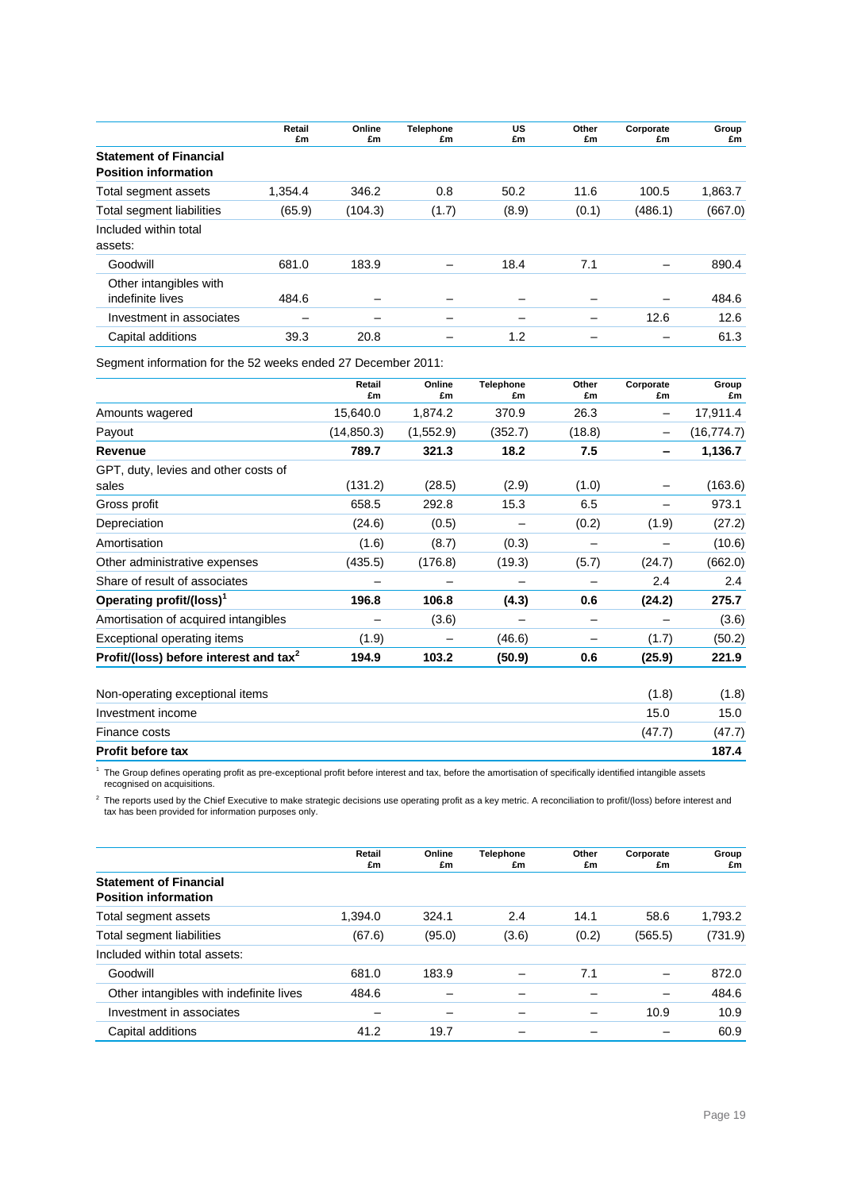| | Retail £m | Online £m | Telephone £m | US £m | Other £m | Corporate £m | Group £m |
|---|---|---|---|---|---|---|---|
| **Statement of Financial Position information** | | | | | | | |
| Total segment assets | 1,354.4 | 346.2 | 0.8 | 50.2 | 11.6 | 100.5 | 1,863.7 |
| Total segment liabilities | (65.9) | (104.3) | (1.7) | (8.9) | (0.1) | (486.1) | (667.0) |
| Included within total assets: | | | | | | | |
| Goodwill | 681.0 | 183.9 | – | 18.4 | 7.1 | – | 890.4 |
| Other intangibles with indefinite lives | 484.6 | – | – | – | – | – | 484.6 |
| Investment in associates | – | – | – | – | – | 12.6 | 12.6 |
| Capital additions | 39.3 | 20.8 | – | 1.2 | – | – | 61.3 |

Segment information for the 52 weeks ended 27 December 2011:

| | Retail £m | Online £m | Telephone £m | Other £m | Corporate £m | Group £m |
|---|---|---|---|---|---|---|
| Amounts wagered | 15,640.0 | 1,874.2 | 370.9 | 26.3 | – | 17,911.4 |
| Payout | (14,850.3) | (1,552.9) | (352.7) | (18.8) | – | (16,774.7) |
| **Revenue** | **789.7** | **321.3** | **18.2** | **7.5** | **–** | **1,136.7** |
| GPT, duty, levies and other costs of sales | (131.2) | (28.5) | (2.9) | (1.0) | – | (163.6) |
| Gross profit | 658.5 | 292.8 | 15.3 | 6.5 | – | 973.1 |
| Depreciation | (24.6) | (0.5) | – | (0.2) | (1.9) | (27.2) |
| Amortisation | (1.6) | (8.7) | (0.3) | – | – | (10.6) |
| Other administrative expenses | (435.5) | (176.8) | (19.3) | (5.7) | (24.7) | (662.0) |
| Share of result of associates | – | – | – | – | 2.4 | 2.4 |
| **Operating profit/(loss)[1]** | **196.8** | **106.8** | **(4.3)** | **0.6** | **(24.2)** | **275.7** |
| Amortisation of acquired intangibles | – | (3.6) | – | – | – | (3.6) |
| Exceptional operating items | (1.9) | – | (46.6) | – | (1.7) | (50.2) |
| **Profit/(loss) before interest and tax[2]** | **194.9** | **103.2** | **(50.9)** | **0.6** | **(25.9)** | **221.9** |
| | | | | | | |
| Non-operating exceptional items | | | | | (1.8) | (1.8) |
| Investment income | | | | | 15.0 | 15.0 |
| Finance costs | | | | | (47.7) | (47.7) |
| **Profit before tax** | | | | | | **187.4** |

[1] The Group defines operating profit as pre-exceptional profit before interest and tax, before the amortisation of specifically identified intangible assets recognised on acquisitions.

[2] The reports used by the Chief Executive to make strategic decisions use operating profit as a key metric. A reconciliation to profit/(loss) before interest and tax has been provided for information purposes only.

| | Retail £m | Online £m | Telephone £m | Other £m | Corporate £m | Group £m |
|---|---|---|---|---|---|---|
| **Statement of Financial Position information** | | | | | | |
| Total segment assets | 1,394.0 | 324.1 | 2.4 | 14.1 | 58.6 | 1,793.2 |
| Total segment liabilities | (67.6) | (95.0) | (3.6) | (0.2) | (565.5) | (731.9) |
| Included within total assets: | | | | | | |
| Goodwill | 681.0 | 183.9 | – | 7.1 | – | 872.0 |
| Other intangibles with indefinite lives | 484.6 | – | – | – | – | 484.6 |
| Investment in associates | – | – | – | – | 10.9 | 10.9 |
| Capital additions | 41.2 | 19.7 | – | – | – | 60.9 |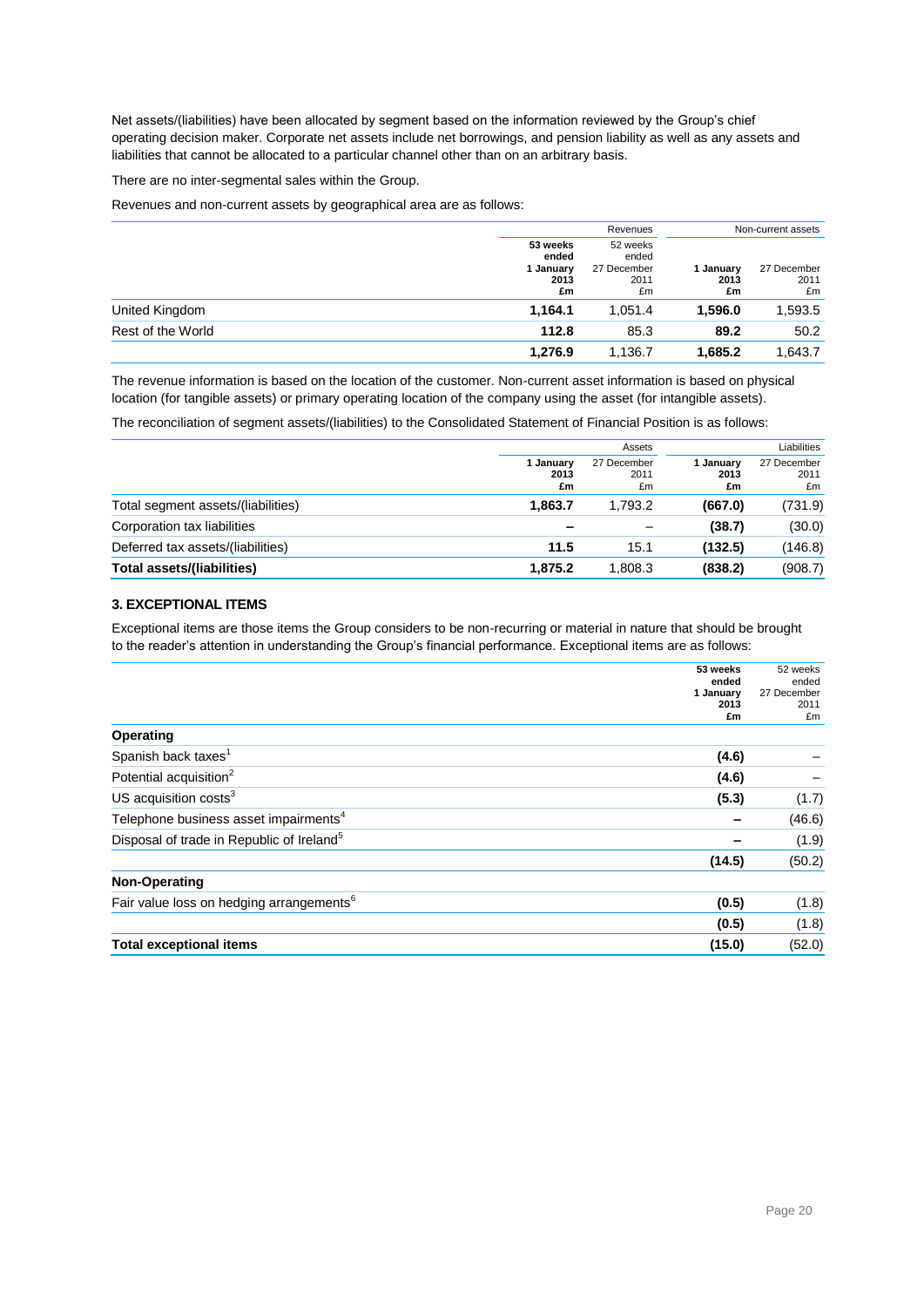Net assets/(liabilities) have been allocated by segment based on the information reviewed by the Group's chief operating decision maker. Corporate net assets include net borrowings, and pension liability as well as any assets and liabilities that cannot be allocated to a particular channel other than on an arbitrary basis.

There are no inter-segmental sales within the Group.

Revenues and non-current assets by geographical area are as follows:

| | Revenues | | Non-current assets | |
|---|---|---|---|---|
| | **53 weeks ended 1 January 2013 £m** | 52 weeks ended 27 December 2011 £m | **1 January 2013 £m** | 27 December 2011 £m |
| United Kingdom | **1,164.1** | 1,051.4 | **1,596.0** | 1,593.5 |
| Rest of the World | **112.8** | 85.3 | **89.2** | 50.2 |
| | **1,276.9** | 1,136.7 | **1,685.2** | 1,643.7 |

The revenue information is based on the location of the customer. Non-current asset information is based on physical location (for tangible assets) or primary operating location of the company using the asset (for intangible assets).

The reconciliation of segment assets/(liabilities) to the Consolidated Statement of Financial Position is as follows:

| | Assets | | Liabilities | |
|---|---|---|---|---|
| | **1 January 2013 £m** | 27 December 2011 £m | **1 January 2013 £m** | 27 December 2011 £m |
| Total segment assets/(liabilities) | **1,863.7** | 1,793.2 | **(667.0)** | (731.9) |
| Corporation tax liabilities | **–** | – | **(38.7)** | (30.0) |
| Deferred tax assets/(liabilities) | **11.5** | 15.1 | **(132.5)** | (146.8) |
| **Total assets/(liabilities)** | **1,875.2** | 1,808.3 | **(838.2)** | (908.7) |

### 3. EXCEPTIONAL ITEMS

Exceptional items are those items the Group considers to be non-recurring or material in nature that should be brought to the reader's attention in understanding the Group's financial performance. Exceptional items are as follows:

| | **53 weeks ended 1 January 2013 £m** | 52 weeks ended 27 December 2011 £m |
|---|---|---|
| **Operating** | | |
| Spanish back taxes[1] | **(4.6)** | – |
| Potential acquisition[2] | **(4.6)** | – |
| US acquisition costs[3] | **(5.3)** | (1.7) |
| Telephone business asset impairments[4] | **–** | (46.6) |
| Disposal of trade in Republic of Ireland[5] | **–** | (1.9) |
| | **(14.5)** | (50.2) |
| **Non-Operating** | | |
| Fair value loss on hedging arrangements[6] | **(0.5)** | (1.8) |
| | **(0.5)** | (1.8) |
| **Total exceptional items** | **(15.0)** | (52.0) |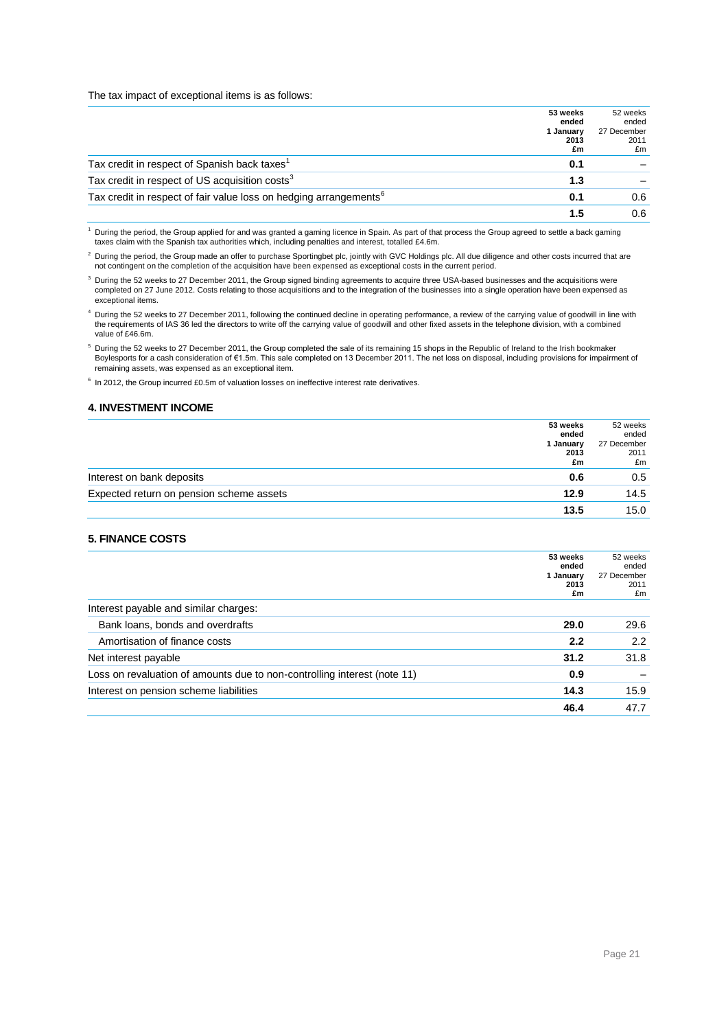The tax impact of exceptional items is as follows:

| | 53 weeks ended 1 January 2013 £m | 52 weeks ended 27 December 2011 £m |
|---|---|---|
| Tax credit in respect of Spanish back taxes[1] | **0.1** | – |
| Tax credit in respect of US acquisition costs[3] | **1.3** | – |
| Tax credit in respect of fair value loss on hedging arrangements[6] | **0.1** | 0.6 |
| | **1.5** | 0.6 |

[1] During the period, the Group applied for and was granted a gaming licence in Spain. As part of that process the Group agreed to settle a back gaming taxes claim with the Spanish tax authorities which, including penalties and interest, totalled £4.6m.

[2] During the period, the Group made an offer to purchase Sportingbet plc, jointly with GVC Holdings plc. All due diligence and other costs incurred that are not contingent on the completion of the acquisition have been expensed as exceptional costs in the current period.

[3] During the 52 weeks to 27 December 2011, the Group signed binding agreements to acquire three USA-based businesses and the acquisitions were completed on 27 June 2012. Costs relating to those acquisitions and to the integration of the businesses into a single operation have been expensed as exceptional items.

[4] During the 52 weeks to 27 December 2011, following the continued decline in operating performance, a review of the carrying value of goodwill in line with the requirements of IAS 36 led the directors to write off the carrying value of goodwill and other fixed assets in the telephone division, with a combined value of £46.6m.

[5] During the 52 weeks to 27 December 2011, the Group completed the sale of its remaining 15 shops in the Republic of Ireland to the Irish bookmaker Boylesports for a cash consideration of €1.5m. This sale completed on 13 December 2011. The net loss on disposal, including provisions for impairment of remaining assets, was expensed as an exceptional item.

[6] In 2012, the Group incurred £0.5m of valuation losses on ineffective interest rate derivatives.

## 4. INVESTMENT INCOME

| | 53 weeks ended 1 January 2013 £m | 52 weeks ended 27 December 2011 £m |
|---|---|---|
| Interest on bank deposits | **0.6** | 0.5 |
| Expected return on pension scheme assets | **12.9** | 14.5 |
| | **13.5** | 15.0 |

## 5. FINANCE COSTS

| | 53 weeks ended 1 January 2013 £m | 52 weeks ended 27 December 2011 £m |
|---|---|---|
| Interest payable and similar charges: | | |
| Bank loans, bonds and overdrafts | **29.0** | 29.6 |
| Amortisation of finance costs | **2.2** | 2.2 |
| Net interest payable | **31.2** | 31.8 |
| Loss on revaluation of amounts due to non-controlling interest (note 11) | **0.9** | – |
| Interest on pension scheme liabilities | **14.3** | 15.9 |
| | **46.4** | 47.7 |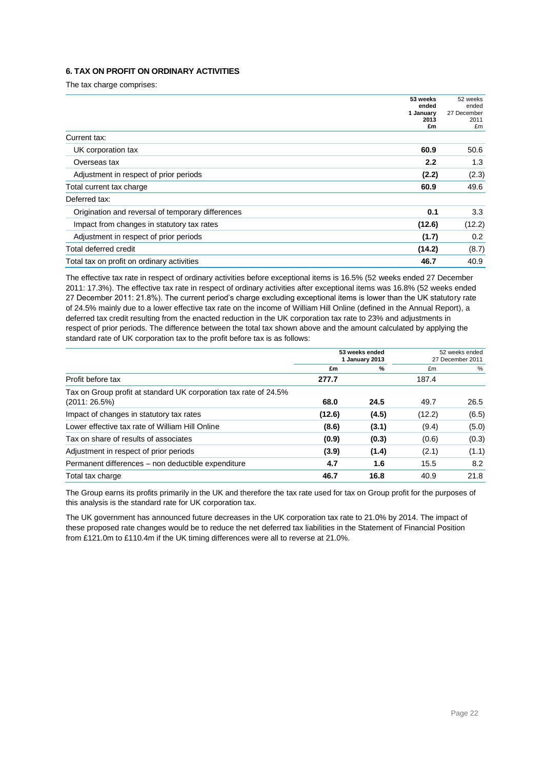### 6. TAX ON PROFIT ON ORDINARY ACTIVITIES

The tax charge comprises:

| | 53 weeks ended 1 January 2013 £m | 52 weeks ended 27 December 2011 £m |
|---|---|---|
| Current tax: | | |
| UK corporation tax | **60.9** | 50.6 |
| Overseas tax | **2.2** | 1.3 |
| Adjustment in respect of prior periods | **(2.2)** | (2.3) |
| Total current tax charge | **60.9** | 49.6 |
| Deferred tax: | | |
| Origination and reversal of temporary differences | **0.1** | 3.3 |
| Impact from changes in statutory tax rates | **(12.6)** | (12.2) |
| Adjustment in respect of prior periods | **(1.7)** | 0.2 |
| Total deferred credit | **(14.2)** | (8.7) |
| Total tax on profit on ordinary activities | **46.7** | 40.9 |

The effective tax rate in respect of ordinary activities before exceptional items is 16.5% (52 weeks ended 27 December 2011: 17.3%). The effective tax rate in respect of ordinary activities after exceptional items was 16.8% (52 weeks ended 27 December 2011: 21.8%). The current period's charge excluding exceptional items is lower than the UK statutory rate of 24.5% mainly due to a lower effective tax rate on the income of William Hill Online (defined in the Annual Report), a deferred tax credit resulting from the enacted reduction in the UK corporation tax rate to 23% and adjustments in respect of prior periods. The difference between the total tax shown above and the amount calculated by applying the standard rate of UK corporation tax to the profit before tax is as follows:

| | 53 weeks ended 1 January 2013 | | 52 weeks ended 27 December 2011 | |
|---|---|---|---|---|
| | £m | % | £m | % |
| Profit before tax | **277.7** | | 187.4 | |
| Tax on Group profit at standard UK corporation tax rate of 24.5% (2011: 26.5%) | **68.0** | **24.5** | 49.7 | 26.5 |
| Impact of changes in statutory tax rates | **(12.6)** | **(4.5)** | (12.2) | (6.5) |
| Lower effective tax rate of William Hill Online | **(8.6)** | **(3.1)** | (9.4) | (5.0) |
| Tax on share of results of associates | **(0.9)** | **(0.3)** | (0.6) | (0.3) |
| Adjustment in respect of prior periods | **(3.9)** | **(1.4)** | (2.1) | (1.1) |
| Permanent differences – non deductible expenditure | **4.7** | **1.6** | 15.5 | 8.2 |
| Total tax charge | **46.7** | **16.8** | 40.9 | 21.8 |

The Group earns its profits primarily in the UK and therefore the tax rate used for tax on Group profit for the purposes of this analysis is the standard rate for UK corporation tax.

The UK government has announced future decreases in the UK corporation tax rate to 21.0% by 2014. The impact of these proposed rate changes would be to reduce the net deferred tax liabilities in the Statement of Financial Position from £121.0m to £110.4m if the UK timing differences were all to reverse at 21.0%.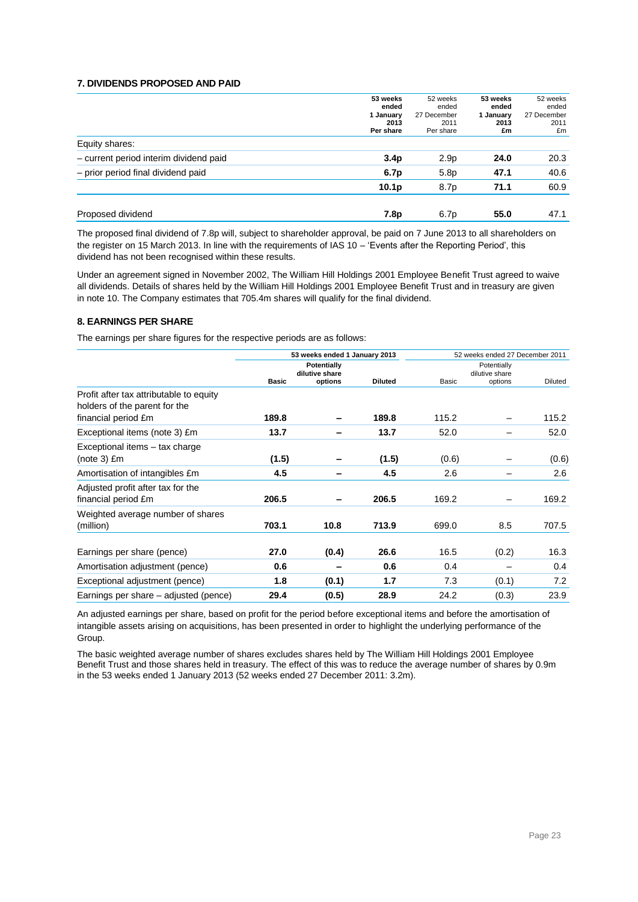### 7. DIVIDENDS PROPOSED AND PAID

| | **53 weeks ended 1 January 2013 Per share** | 52 weeks ended 27 December 2011 Per share | **53 weeks ended 1 January 2013 £m** | 52 weeks ended 27 December 2011 £m |
|---|---|---|---|---|
| Equity shares: | | | | |
| – current period interim dividend paid | **3.4p** | 2.9p | **24.0** | 20.3 |
| – prior period final dividend paid | **6.7p** | 5.8p | **47.1** | 40.6 |
| | **10.1p** | 8.7p | **71.1** | 60.9 |
| Proposed dividend | **7.8p** | 6.7p | **55.0** | 47.1 |

The proposed final dividend of 7.8p will, subject to shareholder approval, be paid on 7 June 2013 to all shareholders on the register on 15 March 2013. In line with the requirements of IAS 10 – 'Events after the Reporting Period', this dividend has not been recognised within these results.

Under an agreement signed in November 2002, The William Hill Holdings 2001 Employee Benefit Trust agreed to waive all dividends. Details of shares held by the William Hill Holdings 2001 Employee Benefit Trust and in treasury are given in note 10. The Company estimates that 705.4m shares will qualify for the final dividend.

### 8. EARNINGS PER SHARE

The earnings per share figures for the respective periods are as follows:

| | **53 weeks ended 1 January 2013** | | | 52 weeks ended 27 December 2011 | | |
|---|---|---|---|---|---|---|
| | **Basic** | **Potentially dilutive share options** | **Diluted** | Basic | Potentially dilutive share options | Diluted |
| Profit after tax attributable to equity holders of the parent for the financial period £m | **189.8** | **–** | **189.8** | 115.2 | – | 115.2 |
| Exceptional items (note 3) £m | **13.7** | **–** | **13.7** | 52.0 | – | 52.0 |
| Exceptional items – tax charge (note 3) £m | **(1.5)** | **–** | **(1.5)** | (0.6) | – | (0.6) |
| Amortisation of intangibles £m | **4.5** | **–** | **4.5** | 2.6 | – | 2.6 |
| Adjusted profit after tax for the financial period £m | **206.5** | **–** | **206.5** | 169.2 | – | 169.2 |
| Weighted average number of shares (million) | **703.1** | **10.8** | **713.9** | 699.0 | 8.5 | 707.5 |
| Earnings per share (pence) | **27.0** | **(0.4)** | **26.6** | 16.5 | (0.2) | 16.3 |
| Amortisation adjustment (pence) | **0.6** | **–** | **0.6** | 0.4 | – | 0.4 |
| Exceptional adjustment (pence) | **1.8** | **(0.1)** | **1.7** | 7.3 | (0.1) | 7.2 |
| Earnings per share – adjusted (pence) | **29.4** | **(0.5)** | **28.9** | 24.2 | (0.3) | 23.9 |

An adjusted earnings per share, based on profit for the period before exceptional items and before the amortisation of intangible assets arising on acquisitions, has been presented in order to highlight the underlying performance of the Group.

The basic weighted average number of shares excludes shares held by The William Hill Holdings 2001 Employee Benefit Trust and those shares held in treasury. The effect of this was to reduce the average number of shares by 0.9m in the 53 weeks ended 1 January 2013 (52 weeks ended 27 December 2011: 3.2m).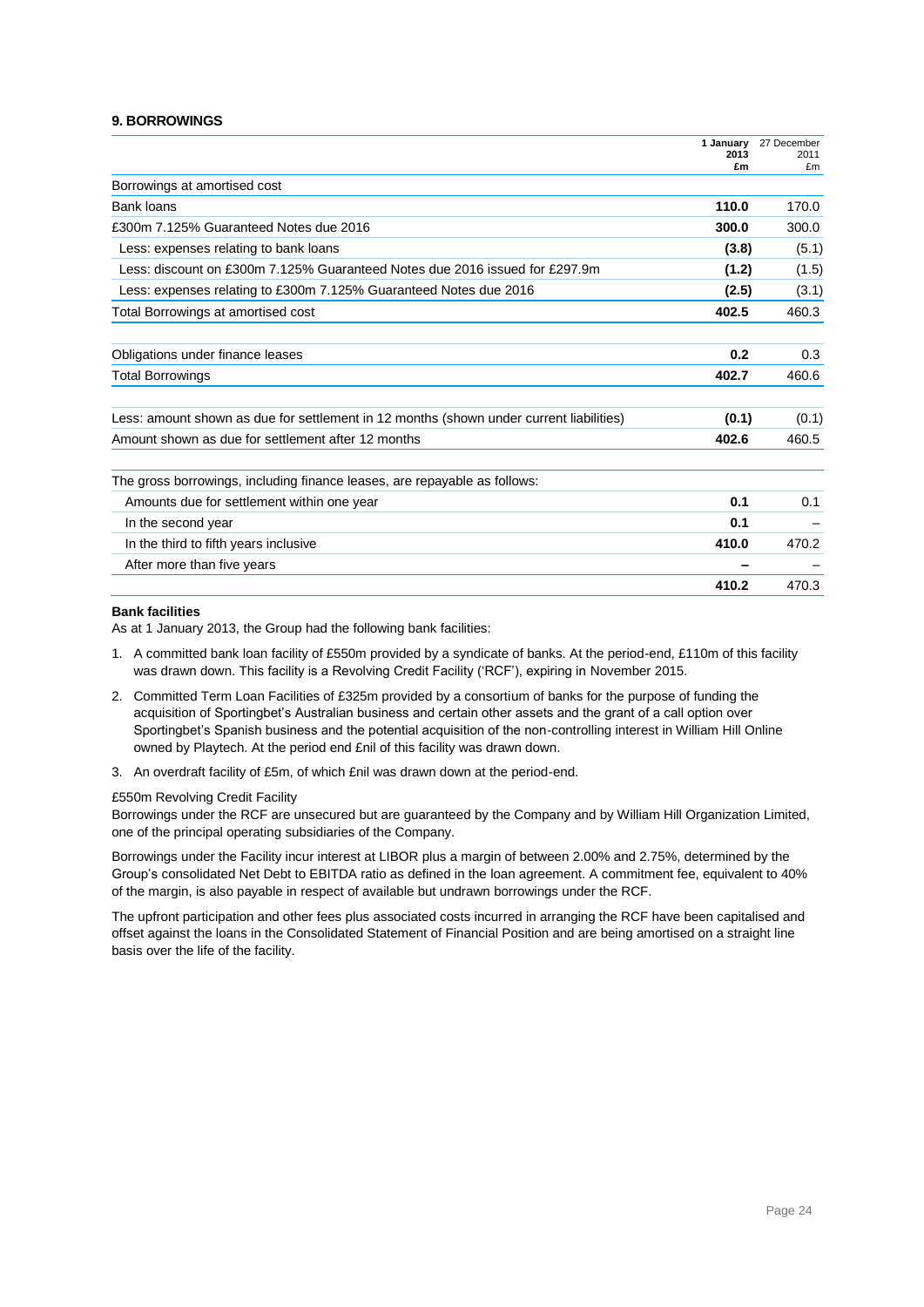## 9. BORROWINGS

| | 1 January 2013 £m | 27 December 2011 £m |
|---|---|---|
| Borrowings at amortised cost | | |
| Bank loans | **110.0** | 170.0 |
| £300m 7.125% Guaranteed Notes due 2016 | **300.0** | 300.0 |
| Less: expenses relating to bank loans | **(3.8)** | (5.1) |
| Less: discount on £300m 7.125% Guaranteed Notes due 2016 issued for £297.9m | **(1.2)** | (1.5) |
| Less: expenses relating to £300m 7.125% Guaranteed Notes due 2016 | **(2.5)** | (3.1) |
| Total Borrowings at amortised cost | **402.5** | 460.3 |
| | | |
| Obligations under finance leases | **0.2** | 0.3 |
| Total Borrowings | **402.7** | 460.6 |
| | | |
| Less: amount shown as due for settlement in 12 months (shown under current liabilities) | **(0.1)** | (0.1) |
| Amount shown as due for settlement after 12 months | **402.6** | 460.5 |
| | | |
| The gross borrowings, including finance leases, are repayable as follows: | | |
| Amounts due for settlement within one year | **0.1** | 0.1 |
| In the second year | **0.1** | – |
| In the third to fifth years inclusive | **410.0** | 470.2 |
| After more than five years | **–** | – |
| | **410.2** | 470.3 |

**Bank facilities**

As at 1 January 2013, the Group had the following bank facilities:

1. A committed bank loan facility of £550m provided by a syndicate of banks. At the period-end, £110m of this facility was drawn down. This facility is a Revolving Credit Facility ('RCF'), expiring in November 2015.
2. Committed Term Loan Facilities of £325m provided by a consortium of banks for the purpose of funding the acquisition of Sportingbet's Australian business and certain other assets and the grant of a call option over Sportingbet's Spanish business and the potential acquisition of the non-controlling interest in William Hill Online owned by Playtech. At the period end £nil of this facility was drawn down.
3. An overdraft facility of £5m, of which £nil was drawn down at the period-end.

£550m Revolving Credit Facility

Borrowings under the RCF are unsecured but are guaranteed by the Company and by William Hill Organization Limited, one of the principal operating subsidiaries of the Company.

Borrowings under the Facility incur interest at LIBOR plus a margin of between 2.00% and 2.75%, determined by the Group's consolidated Net Debt to EBITDA ratio as defined in the loan agreement. A commitment fee, equivalent to 40% of the margin, is also payable in respect of available but undrawn borrowings under the RCF.

The upfront participation and other fees plus associated costs incurred in arranging the RCF have been capitalised and offset against the loans in the Consolidated Statement of Financial Position and are being amortised on a straight line basis over the life of the facility.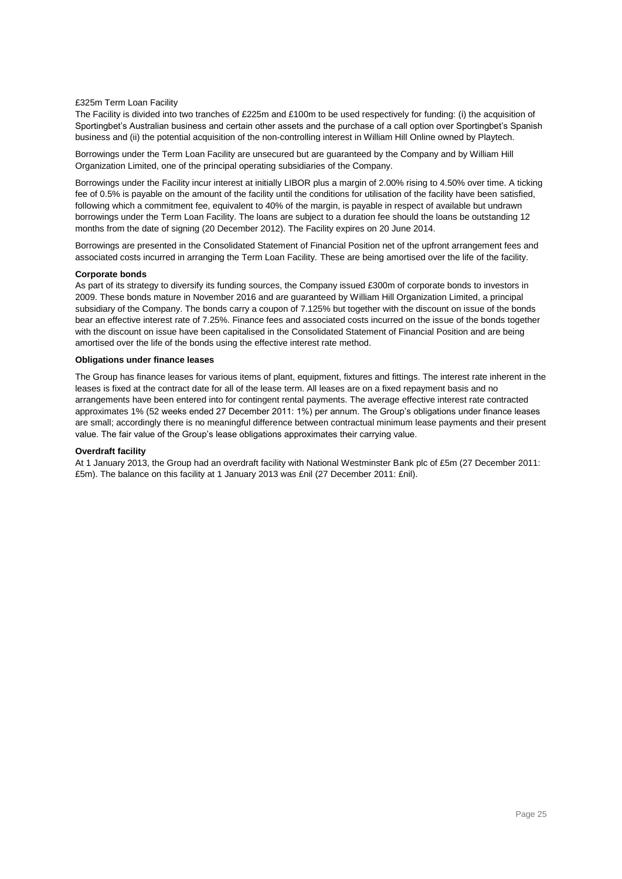£325m Term Loan Facility

The Facility is divided into two tranches of £225m and £100m to be used respectively for funding: (i) the acquisition of Sportingbet's Australian business and certain other assets and the purchase of a call option over Sportingbet's Spanish business and (ii) the potential acquisition of the non-controlling interest in William Hill Online owned by Playtech.

Borrowings under the Term Loan Facility are unsecured but are guaranteed by the Company and by William Hill Organization Limited, one of the principal operating subsidiaries of the Company.

Borrowings under the Facility incur interest at initially LIBOR plus a margin of 2.00% rising to 4.50% over time. A ticking fee of 0.5% is payable on the amount of the facility until the conditions for utilisation of the facility have been satisfied, following which a commitment fee, equivalent to 40% of the margin, is payable in respect of available but undrawn borrowings under the Term Loan Facility. The loans are subject to a duration fee should the loans be outstanding 12 months from the date of signing (20 December 2012). The Facility expires on 20 June 2014.

Borrowings are presented in the Consolidated Statement of Financial Position net of the upfront arrangement fees and associated costs incurred in arranging the Term Loan Facility. These are being amortised over the life of the facility.

**Corporate bonds**

As part of its strategy to diversify its funding sources, the Company issued £300m of corporate bonds to investors in 2009. These bonds mature in November 2016 and are guaranteed by William Hill Organization Limited, a principal subsidiary of the Company. The bonds carry a coupon of 7.125% but together with the discount on issue of the bonds bear an effective interest rate of 7.25%. Finance fees and associated costs incurred on the issue of the bonds together with the discount on issue have been capitalised in the Consolidated Statement of Financial Position and are being amortised over the life of the bonds using the effective interest rate method.

**Obligations under finance leases**

The Group has finance leases for various items of plant, equipment, fixtures and fittings. The interest rate inherent in the leases is fixed at the contract date for all of the lease term. All leases are on a fixed repayment basis and no arrangements have been entered into for contingent rental payments. The average effective interest rate contracted approximates 1% (52 weeks ended 27 December 2011: 1%) per annum. The Group's obligations under finance leases are small; accordingly there is no meaningful difference between contractual minimum lease payments and their present value. The fair value of the Group's lease obligations approximates their carrying value.

**Overdraft facility**

At 1 January 2013, the Group had an overdraft facility with National Westminster Bank plc of £5m (27 December 2011: £5m). The balance on this facility at 1 January 2013 was £nil (27 December 2011: £nil).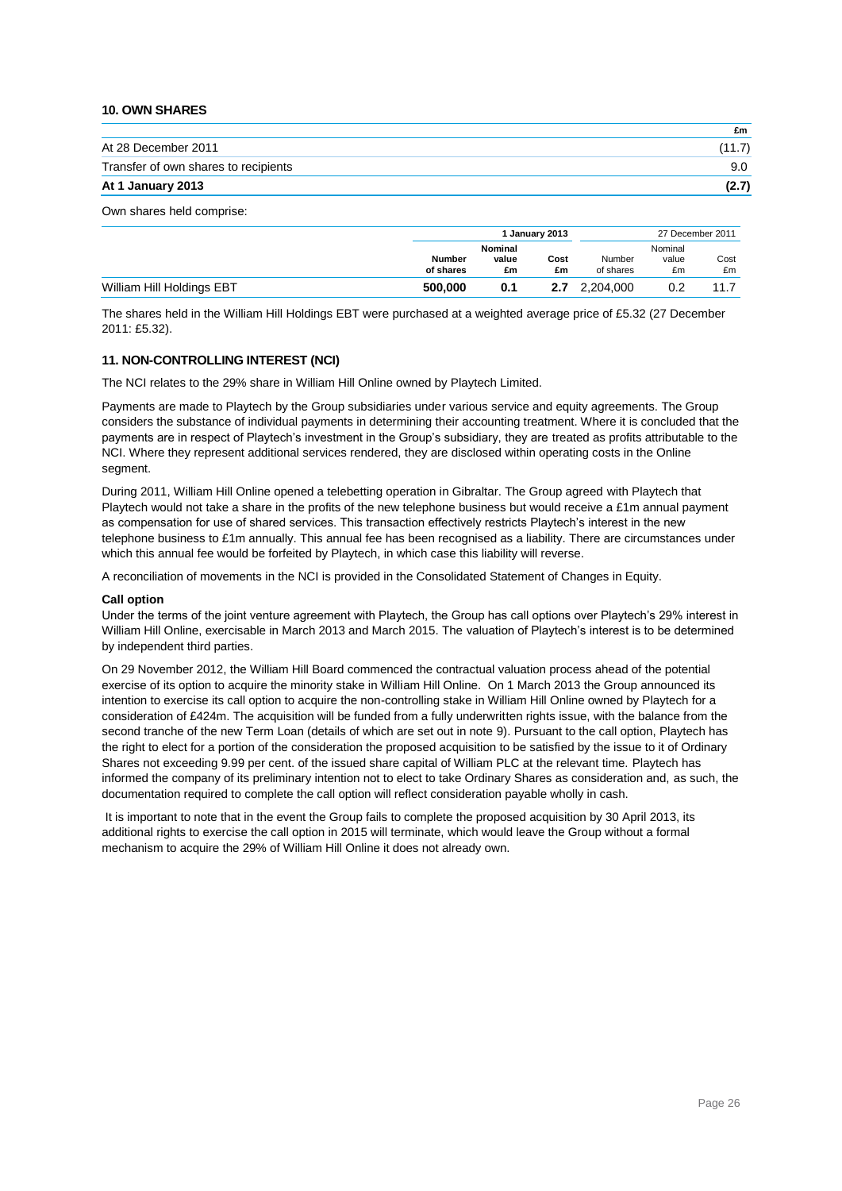## 10. OWN SHARES

| | £m |
|---|---|
| At 28 December 2011 | (11.7) |
| Transfer of own shares to recipients | 9.0 |
| **At 1 January 2013** | **(2.7)** |

Own shares held comprise:

| | 1 January 2013 | | | 27 December 2011 | | |
|---|---|---|---|---|---|---|
| | **Number of shares** | **Nominal value £m** | **Cost £m** | Number of shares | Nominal value £m | Cost £m |
| William Hill Holdings EBT | **500,000** | **0.1** | **2.7** | 2,204,000 | 0.2 | 11.7 |

The shares held in the William Hill Holdings EBT were purchased at a weighted average price of £5.32 (27 December 2011: £5.32).

## 11. NON-CONTROLLING INTEREST (NCI)

The NCI relates to the 29% share in William Hill Online owned by Playtech Limited.

Payments are made to Playtech by the Group subsidiaries under various service and equity agreements. The Group considers the substance of individual payments in determining their accounting treatment. Where it is concluded that the payments are in respect of Playtech's investment in the Group's subsidiary, they are treated as profits attributable to the NCI. Where they represent additional services rendered, they are disclosed within operating costs in the Online segment.

During 2011, William Hill Online opened a telebetting operation in Gibraltar. The Group agreed with Playtech that Playtech would not take a share in the profits of the new telephone business but would receive a £1m annual payment as compensation for use of shared services. This transaction effectively restricts Playtech's interest in the new telephone business to £1m annually. This annual fee has been recognised as a liability. There are circumstances under which this annual fee would be forfeited by Playtech, in which case this liability will reverse.

A reconciliation of movements in the NCI is provided in the Consolidated Statement of Changes in Equity.

**Call option**

Under the terms of the joint venture agreement with Playtech, the Group has call options over Playtech's 29% interest in William Hill Online, exercisable in March 2013 and March 2015. The valuation of Playtech's interest is to be determined by independent third parties.

On 29 November 2012, the William Hill Board commenced the contractual valuation process ahead of the potential exercise of its option to acquire the minority stake in William Hill Online. On 1 March 2013 the Group announced its intention to exercise its call option to acquire the non-controlling stake in William Hill Online owned by Playtech for a consideration of £424m. The acquisition will be funded from a fully underwritten rights issue, with the balance from the second tranche of the new Term Loan (details of which are set out in note 9). Pursuant to the call option, Playtech has the right to elect for a portion of the consideration the proposed acquisition to be satisfied by the issue to it of Ordinary Shares not exceeding 9.99 per cent. of the issued share capital of William PLC at the relevant time. Playtech has informed the company of its preliminary intention not to elect to take Ordinary Shares as consideration and, as such, the documentation required to complete the call option will reflect consideration payable wholly in cash.

It is important to note that in the event the Group fails to complete the proposed acquisition by 30 April 2013, its additional rights to exercise the call option in 2015 will terminate, which would leave the Group without a formal mechanism to acquire the 29% of William Hill Online it does not already own.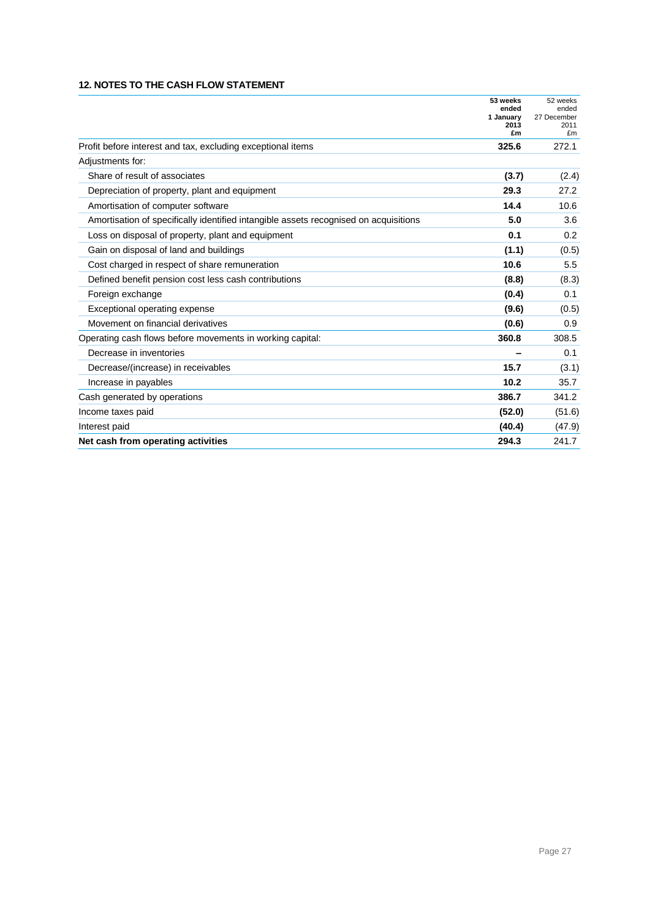### 12. NOTES TO THE CASH FLOW STATEMENT

| | 53 weeks ended 1 January 2013 £m | 52 weeks ended 27 December 2011 £m |
|---|---|---|
| Profit before interest and tax, excluding exceptional items | **325.6** | 272.1 |
| Adjustments for: | | |
| Share of result of associates | **(3.7)** | (2.4) |
| Depreciation of property, plant and equipment | **29.3** | 27.2 |
| Amortisation of computer software | **14.4** | 10.6 |
| Amortisation of specifically identified intangible assets recognised on acquisitions | **5.0** | 3.6 |
| Loss on disposal of property, plant and equipment | **0.1** | 0.2 |
| Gain on disposal of land and buildings | **(1.1)** | (0.5) |
| Cost charged in respect of share remuneration | **10.6** | 5.5 |
| Defined benefit pension cost less cash contributions | **(8.8)** | (8.3) |
| Foreign exchange | **(0.4)** | 0.1 |
| Exceptional operating expense | **(9.6)** | (0.5) |
| Movement on financial derivatives | **(0.6)** | 0.9 |
| Operating cash flows before movements in working capital: | **360.8** | 308.5 |
| Decrease in inventories | **–** | 0.1 |
| Decrease/(increase) in receivables | **15.7** | (3.1) |
| Increase in payables | **10.2** | 35.7 |
| Cash generated by operations | **386.7** | 341.2 |
| Income taxes paid | **(52.0)** | (51.6) |
| Interest paid | **(40.4)** | (47.9) |
| **Net cash from operating activities** | **294.3** | 241.7 |